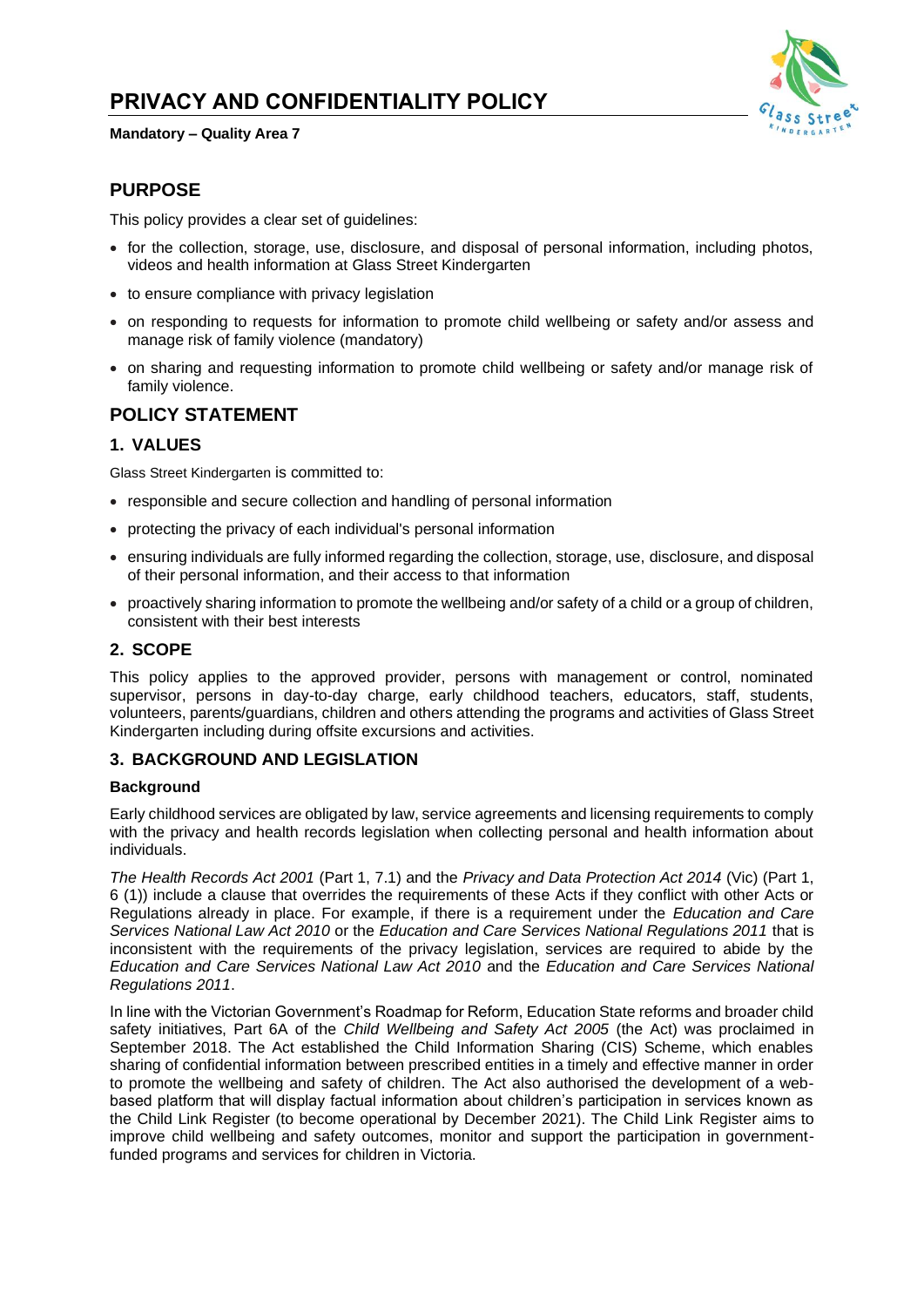# PRIVACY AND CONFIDENTIALITY POLICY

**Mandatory – Quality Area 7**

## PURPOSE

This policy provides a clear set of guidelines:

- for the collection, storage, use, disclosure, and disposal of personal information, including photos, videos and health information at Glass Street Kindergarten
- to ensure compliance with privacy legislation
- on responding to requests for information to promote child wellbeing or safety and/or assess and manage risk of family violence (mandatory)
- on sharing and requesting information to promote child wellbeing or safety and/or manage risk of family violence.

## POLICY STATEMENT

### 1. VALUES

Glass Street Kindergarten is committed to:

- responsible and secure collection and handling of personal information
- protecting the privacy of each individual's personal information
- ensuring individuals are fully informed regarding the collection, storage, use, disclosure, and disposal of their personal information, and their access to that information
- proactively sharing information to promote the wellbeing and/or safety of a child or a group of children, consistent with their best interests

### 2. SCOPE

This policy applies to the approved provider, persons with management or control, nominated supervisor, persons in day-to-day charge, early childhood teachers, educators, staff, students, volunteers, parents/guardians, children and others attending the programs and activities of Glass Street Kindergarten including during offsite excursions and activities.

### 3. BACKGROUND AND LEGISLATION

**Background**

Early childhood services are obligated by law, service agreements and licensing requirements to comply with the privacy and health records legislation when collecting personal and health information about individuals.

*The Health Records Act 2001* (Part 1, 7.1) and the *Privacy and Data Protection Act 2014* (Vic) (Part 1, 6 (1)) include a clause that overrides the requirements of these Acts if they conflict with other Acts or Regulations already in place. For example, if there is a requirement under the *Education and Care Services National Law Act 2010* or the *Education and Care Services National Regulations 2011* that is inconsistent with the requirements of the privacy legislation, services are required to abide by the *Education and Care Services National Law Act 2010* and the *Education and Care Services National Regulations 2011*.

In line with the Victorian Government's Roadmap for Reform, Education State reforms and broader child safety initiatives, Part 6A of the *Child Wellbeing and Safety Act 2005* (the Act) was proclaimed in September 2018. The Act established the Child Information Sharing (CIS) Scheme, which enables sharing of confidential information between prescribed entities in a timely and effective manner in order to promote the wellbeing and safety of children. The Act also authorised the development of a web-based platform that will display factual information about children's participation in services known as the Child Link Register (to become operational by December 2021). The Child Link Register aims to improve child wellbeing and safety outcomes, monitor and support the participation in government-funded programs and services for children in Victoria.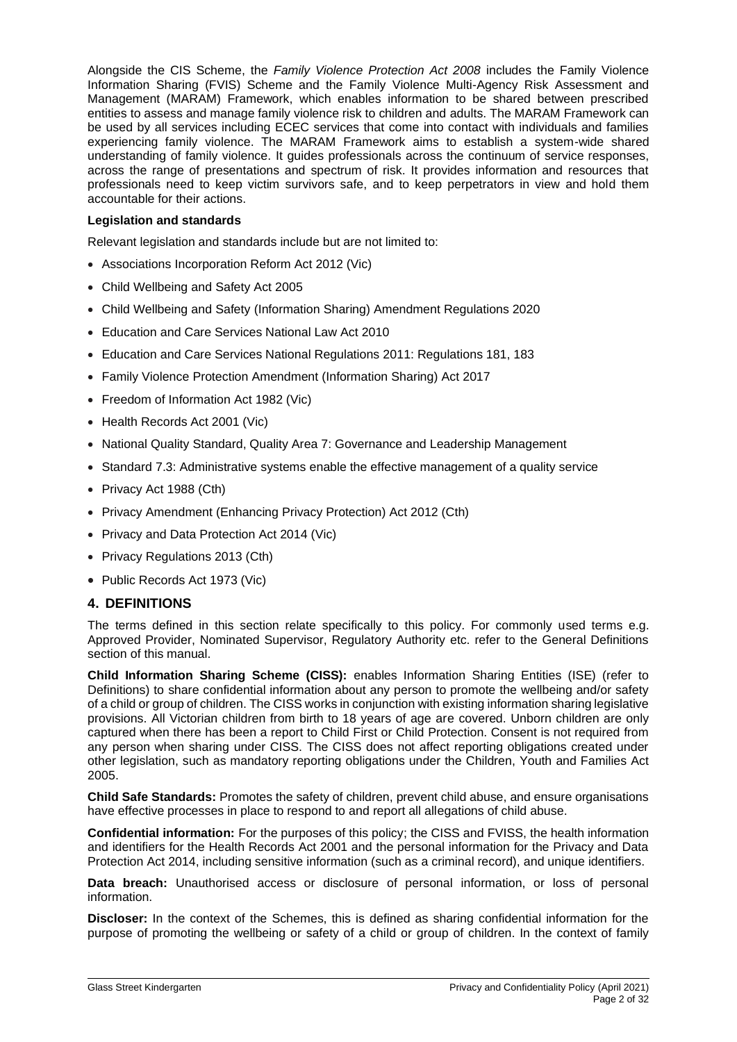Alongside the CIS Scheme, the *Family Violence Protection Act 2008* includes the Family Violence Information Sharing (FVIS) Scheme and the Family Violence Multi-Agency Risk Assessment and Management (MARAM) Framework, which enables information to be shared between prescribed entities to assess and manage family violence risk to children and adults. The MARAM Framework can be used by all services including ECEC services that come into contact with individuals and families experiencing family violence. The MARAM Framework aims to establish a system-wide shared understanding of family violence. It guides professionals across the continuum of service responses, across the range of presentations and spectrum of risk. It provides information and resources that professionals need to keep victim survivors safe, and to keep perpetrators in view and hold them accountable for their actions.

**Legislation and standards**

Relevant legislation and standards include but are not limited to:

- Associations Incorporation Reform Act 2012 (Vic)
- Child Wellbeing and Safety Act 2005
- Child Wellbeing and Safety (Information Sharing) Amendment Regulations 2020
- Education and Care Services National Law Act 2010
- Education and Care Services National Regulations 2011: Regulations 181, 183
- Family Violence Protection Amendment (Information Sharing) Act 2017
- Freedom of Information Act 1982 (Vic)
- Health Records Act 2001 (Vic)
- National Quality Standard, Quality Area 7: Governance and Leadership Management
- Standard 7.3: Administrative systems enable the effective management of a quality service
- Privacy Act 1988 (Cth)
- Privacy Amendment (Enhancing Privacy Protection) Act 2012 (Cth)
- Privacy and Data Protection Act 2014 (Vic)
- Privacy Regulations 2013 (Cth)
- Public Records Act 1973 (Vic)

## 4. DEFINITIONS

The terms defined in this section relate specifically to this policy. For commonly used terms e.g. Approved Provider, Nominated Supervisor, Regulatory Authority etc. refer to the General Definitions section of this manual.

**Child Information Sharing Scheme (CISS):** enables Information Sharing Entities (ISE) (refer to Definitions) to share confidential information about any person to promote the wellbeing and/or safety of a child or group of children. The CISS works in conjunction with existing information sharing legislative provisions. All Victorian children from birth to 18 years of age are covered. Unborn children are only captured when there has been a report to Child First or Child Protection. Consent is not required from any person when sharing under CISS. The CISS does not affect reporting obligations created under other legislation, such as mandatory reporting obligations under the Children, Youth and Families Act 2005.

**Child Safe Standards:** Promotes the safety of children, prevent child abuse, and ensure organisations have effective processes in place to respond to and report all allegations of child abuse.

**Confidential information:** For the purposes of this policy; the CISS and FVISS, the health information and identifiers for the Health Records Act 2001 and the personal information for the Privacy and Data Protection Act 2014, including sensitive information (such as a criminal record), and unique identifiers.

**Data breach:** Unauthorised access or disclosure of personal information, or loss of personal information.

**Discloser:** In the context of the Schemes, this is defined as sharing confidential information for the purpose of promoting the wellbeing or safety of a child or group of children. In the context of family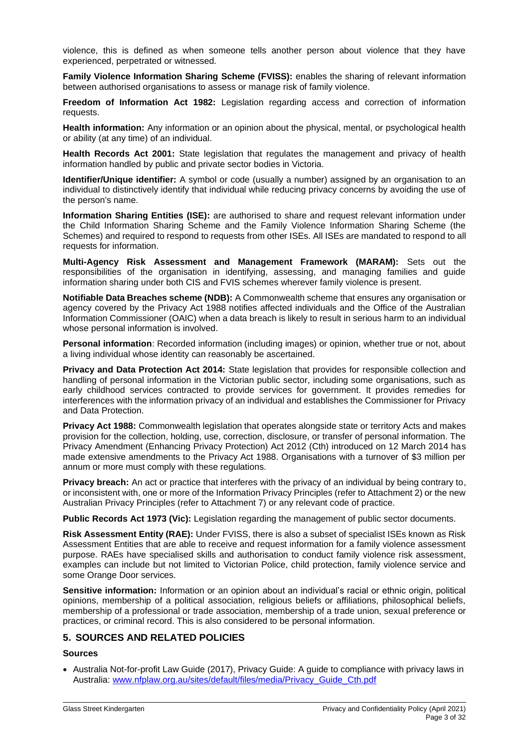violence, this is defined as when someone tells another person about violence that they have experienced, perpetrated or witnessed.

**Family Violence Information Sharing Scheme (FVISS):** enables the sharing of relevant information between authorised organisations to assess or manage risk of family violence.

**Freedom of Information Act 1982:** Legislation regarding access and correction of information requests.

**Health information:** Any information or an opinion about the physical, mental, or psychological health or ability (at any time) of an individual.

**Health Records Act 2001:** State legislation that regulates the management and privacy of health information handled by public and private sector bodies in Victoria.

**Identifier/Unique identifier:** A symbol or code (usually a number) assigned by an organisation to an individual to distinctively identify that individual while reducing privacy concerns by avoiding the use of the person's name.

**Information Sharing Entities (ISE):** are authorised to share and request relevant information under the Child Information Sharing Scheme and the Family Violence Information Sharing Scheme (the Schemes) and required to respond to requests from other ISEs. All ISEs are mandated to respond to all requests for information.

**Multi-Agency Risk Assessment and Management Framework (MARAM):** Sets out the responsibilities of the organisation in identifying, assessing, and managing families and guide information sharing under both CIS and FVIS schemes wherever family violence is present.

**Notifiable Data Breaches scheme (NDB):** A Commonwealth scheme that ensures any organisation or agency covered by the Privacy Act 1988 notifies affected individuals and the Office of the Australian Information Commissioner (OAIC) when a data breach is likely to result in serious harm to an individual whose personal information is involved.

**Personal information**: Recorded information (including images) or opinion, whether true or not, about a living individual whose identity can reasonably be ascertained.

**Privacy and Data Protection Act 2014:** State legislation that provides for responsible collection and handling of personal information in the Victorian public sector, including some organisations, such as early childhood services contracted to provide services for government. It provides remedies for interferences with the information privacy of an individual and establishes the Commissioner for Privacy and Data Protection.

**Privacy Act 1988:** Commonwealth legislation that operates alongside state or territory Acts and makes provision for the collection, holding, use, correction, disclosure, or transfer of personal information. The Privacy Amendment (Enhancing Privacy Protection) Act 2012 (Cth) introduced on 12 March 2014 has made extensive amendments to the Privacy Act 1988. Organisations with a turnover of $3 million per annum or more must comply with these regulations.

**Privacy breach:** An act or practice that interferes with the privacy of an individual by being contrary to, or inconsistent with, one or more of the Information Privacy Principles (refer to Attachment 2) or the new Australian Privacy Principles (refer to Attachment 7) or any relevant code of practice.

**Public Records Act 1973 (Vic):** Legislation regarding the management of public sector documents.

**Risk Assessment Entity (RAE):** Under FVISS, there is also a subset of specialist ISEs known as Risk Assessment Entities that are able to receive and request information for a family violence assessment purpose. RAEs have specialised skills and authorisation to conduct family violence risk assessment, examples can include but not limited to Victorian Police, child protection, family violence service and some Orange Door services.

**Sensitive information:** Information or an opinion about an individual's racial or ethnic origin, political opinions, membership of a political association, religious beliefs or affiliations, philosophical beliefs, membership of a professional or trade association, membership of a trade union, sexual preference or practices, or criminal record. This is also considered to be personal information.

## 5. SOURCES AND RELATED POLICIES

### Sources

- Australia Not-for-profit Law Guide (2017), Privacy Guide: A guide to compliance with privacy laws in Australia: www.nfplaw.org.au/sites/default/files/media/Privacy_Guide_Cth.pdf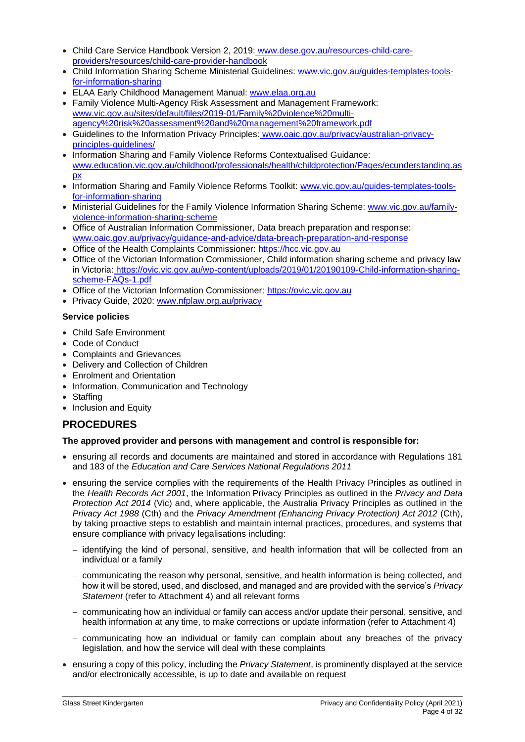- Child Care Service Handbook Version 2, 2019: [www.dese.gov.au/resources-child-care-providers/resources/child-care-provider-handbook](www.dese.gov.au/resources-child-care-providers/resources/child-care-provider-handbook)
- Child Information Sharing Scheme Ministerial Guidelines: [www.vic.gov.au/guides-templates-tools-for-information-sharing](www.vic.gov.au/guides-templates-tools-for-information-sharing)
- ELAA Early Childhood Management Manual: [www.elaa.org.au](www.elaa.org.au)
- Family Violence Multi-Agency Risk Assessment and Management Framework: [www.vic.gov.au/sites/default/files/2019-01/Family%20violence%20multi-agency%20risk%20assessment%20and%20management%20framework.pdf](www.vic.gov.au/sites/default/files/2019-01/Family%20violence%20multi-agency%20risk%20assessment%20and%20management%20framework.pdf)
- Guidelines to the Information Privacy Principles: [www.oaic.gov.au/privacy/australian-privacy-principles-guidelines/](www.oaic.gov.au/privacy/australian-privacy-principles-guidelines/)
- Information Sharing and Family Violence Reforms Contextualised Guidance: [www.education.vic.gov.au/childhood/professionals/health/childprotection/Pages/ecunderstanding.aspx](www.education.vic.gov.au/childhood/professionals/health/childprotection/Pages/ecunderstanding.aspx)
- Information Sharing and Family Violence Reforms Toolkit: [www.vic.gov.au/guides-templates-tools-for-information-sharing](www.vic.gov.au/guides-templates-tools-for-information-sharing)
- Ministerial Guidelines for the Family Violence Information Sharing Scheme: [www.vic.gov.au/family-violence-information-sharing-scheme](www.vic.gov.au/family-violence-information-sharing-scheme)
- Office of Australian Information Commissioner, Data breach preparation and response: [www.oaic.gov.au/privacy/guidance-and-advice/data-breach-preparation-and-response](www.oaic.gov.au/privacy/guidance-and-advice/data-breach-preparation-and-response)
- Office of the Health Complaints Commissioner: [https://hcc.vic.gov.au](https://hcc.vic.gov.au)
- Office of the Victorian Information Commissioner, Child information sharing scheme and privacy law in Victoria: [https://ovic.vic.gov.au/wp-content/uploads/2019/01/20190109-Child-information-sharing-scheme-FAQs-1.pdf](https://ovic.vic.gov.au/wp-content/uploads/2019/01/20190109-Child-information-sharing-scheme-FAQs-1.pdf)
- Office of the Victorian Information Commissioner: [https://ovic.vic.gov.au](https://ovic.vic.gov.au)
- Privacy Guide, 2020: [www.nfplaw.org.au/privacy](www.nfplaw.org.au/privacy)

**Service policies**

- Child Safe Environment
- Code of Conduct
- Complaints and Grievances
- Delivery and Collection of Children
- Enrolment and Orientation
- Information, Communication and Technology
- Staffing
- Inclusion and Equity

## PROCEDURES

**The approved provider and persons with management and control is responsible for:**

- ensuring all records and documents are maintained and stored in accordance with Regulations 181 and 183 of the *Education and Care Services National Regulations 2011*
- ensuring the service complies with the requirements of the Health Privacy Principles as outlined in the *Health Records Act 2001*, the Information Privacy Principles as outlined in the *Privacy and Data Protection Act 2014* (Vic) and, where applicable, the Australia Privacy Principles as outlined in the *Privacy Act 1988* (Cth) and the *Privacy Amendment (Enhancing Privacy Protection) Act 2012* (Cth), by taking proactive steps to establish and maintain internal practices, procedures, and systems that ensure compliance with privacy legalisations including:
  - identifying the kind of personal, sensitive, and health information that will be collected from an individual or a family
  - communicating the reason why personal, sensitive, and health information is being collected, and how it will be stored, used, and disclosed, and managed and are provided with the service's *Privacy Statement* (refer to Attachment 4) and all relevant forms
  - communicating how an individual or family can access and/or update their personal, sensitive, and health information at any time, to make corrections or update information (refer to Attachment 4)
  - communicating how an individual or family can complain about any breaches of the privacy legislation, and how the service will deal with these complaints
- ensuring a copy of this policy, including the *Privacy Statement*, is prominently displayed at the service and/or electronically accessible, is up to date and available on request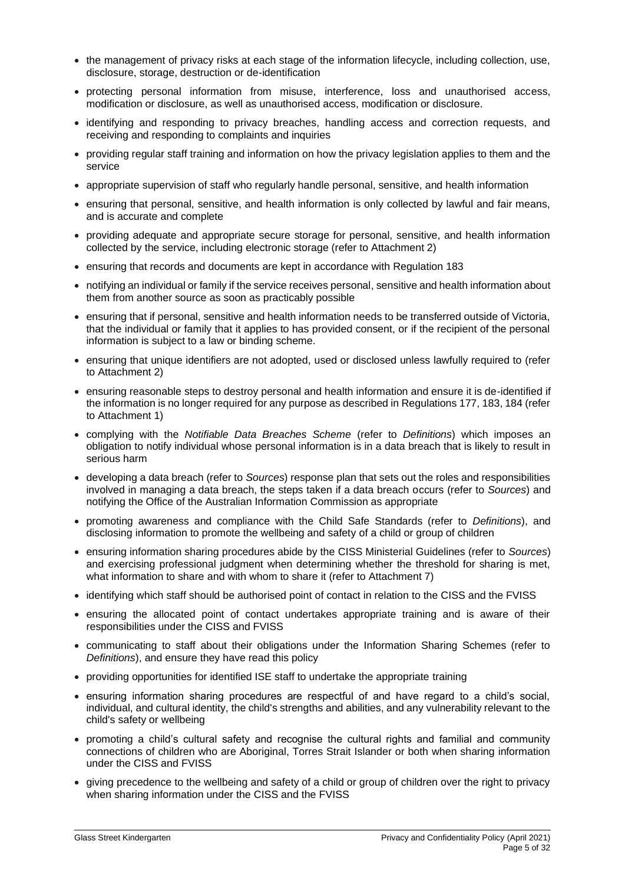- the management of privacy risks at each stage of the information lifecycle, including collection, use, disclosure, storage, destruction or de-identification
- protecting personal information from misuse, interference, loss and unauthorised access, modification or disclosure, as well as unauthorised access, modification or disclosure.
- identifying and responding to privacy breaches, handling access and correction requests, and receiving and responding to complaints and inquiries
- providing regular staff training and information on how the privacy legislation applies to them and the service
- appropriate supervision of staff who regularly handle personal, sensitive, and health information
- ensuring that personal, sensitive, and health information is only collected by lawful and fair means, and is accurate and complete
- providing adequate and appropriate secure storage for personal, sensitive, and health information collected by the service, including electronic storage (refer to Attachment 2)
- ensuring that records and documents are kept in accordance with Regulation 183
- notifying an individual or family if the service receives personal, sensitive and health information about them from another source as soon as practicably possible
- ensuring that if personal, sensitive and health information needs to be transferred outside of Victoria, that the individual or family that it applies to has provided consent, or if the recipient of the personal information is subject to a law or binding scheme.
- ensuring that unique identifiers are not adopted, used or disclosed unless lawfully required to (refer to Attachment 2)
- ensuring reasonable steps to destroy personal and health information and ensure it is de-identified if the information is no longer required for any purpose as described in Regulations 177, 183, 184 (refer to Attachment 1)
- complying with the *Notifiable Data Breaches Scheme* (refer to *Definitions*) which imposes an obligation to notify individual whose personal information is in a data breach that is likely to result in serious harm
- developing a data breach (refer to *Sources*) response plan that sets out the roles and responsibilities involved in managing a data breach, the steps taken if a data breach occurs (refer to *Sources*) and notifying the Office of the Australian Information Commission as appropriate
- promoting awareness and compliance with the Child Safe Standards (refer to *Definitions*), and disclosing information to promote the wellbeing and safety of a child or group of children
- ensuring information sharing procedures abide by the CISS Ministerial Guidelines (refer to *Sources*) and exercising professional judgment when determining whether the threshold for sharing is met, what information to share and with whom to share it (refer to Attachment 7)
- identifying which staff should be authorised point of contact in relation to the CISS and the FVISS
- ensuring the allocated point of contact undertakes appropriate training and is aware of their responsibilities under the CISS and FVISS
- communicating to staff about their obligations under the Information Sharing Schemes (refer to *Definitions*), and ensure they have read this policy
- providing opportunities for identified ISE staff to undertake the appropriate training
- ensuring information sharing procedures are respectful of and have regard to a child's social, individual, and cultural identity, the child's strengths and abilities, and any vulnerability relevant to the child's safety or wellbeing
- promoting a child's cultural safety and recognise the cultural rights and familial and community connections of children who are Aboriginal, Torres Strait Islander or both when sharing information under the CISS and FVISS
- giving precedence to the wellbeing and safety of a child or group of children over the right to privacy when sharing information under the CISS and the FVISS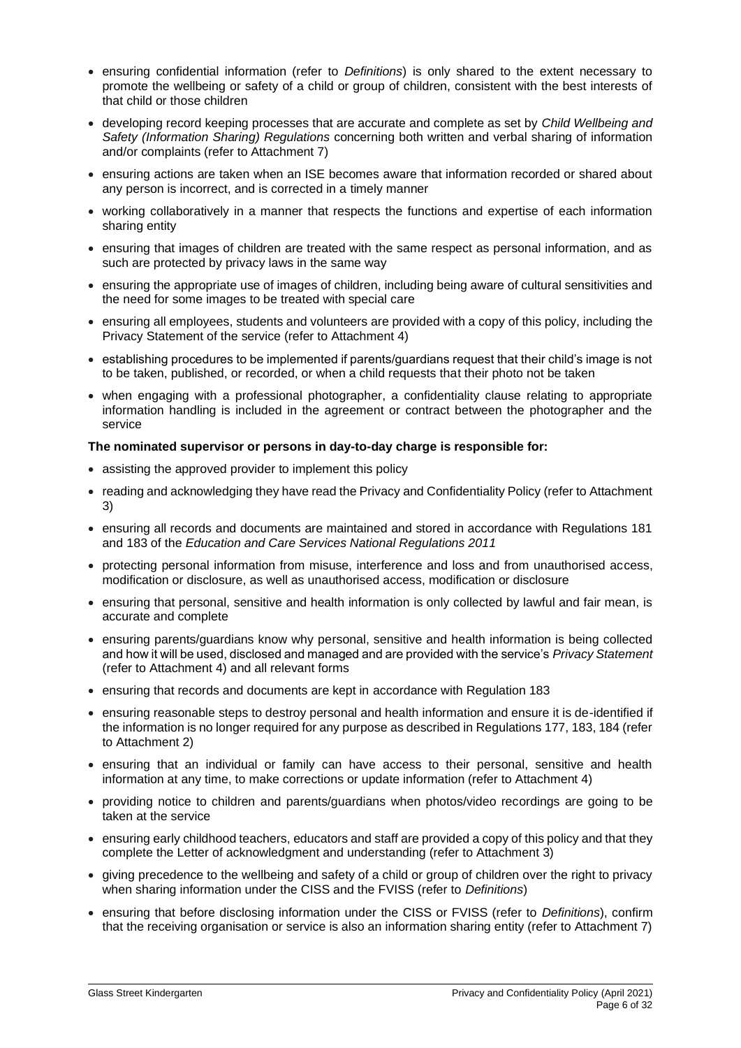- ensuring confidential information (refer to *Definitions*) is only shared to the extent necessary to promote the wellbeing or safety of a child or group of children, consistent with the best interests of that child or those children
- developing record keeping processes that are accurate and complete as set by *Child Wellbeing and Safety (Information Sharing) Regulations* concerning both written and verbal sharing of information and/or complaints (refer to Attachment 7)
- ensuring actions are taken when an ISE becomes aware that information recorded or shared about any person is incorrect, and is corrected in a timely manner
- working collaboratively in a manner that respects the functions and expertise of each information sharing entity
- ensuring that images of children are treated with the same respect as personal information, and as such are protected by privacy laws in the same way
- ensuring the appropriate use of images of children, including being aware of cultural sensitivities and the need for some images to be treated with special care
- ensuring all employees, students and volunteers are provided with a copy of this policy, including the Privacy Statement of the service (refer to Attachment 4)
- establishing procedures to be implemented if parents/guardians request that their child's image is not to be taken, published, or recorded, or when a child requests that their photo not be taken
- when engaging with a professional photographer, a confidentiality clause relating to appropriate information handling is included in the agreement or contract between the photographer and the service

**The nominated supervisor or persons in day-to-day charge is responsible for:**

- assisting the approved provider to implement this policy
- reading and acknowledging they have read the Privacy and Confidentiality Policy (refer to Attachment 3)
- ensuring all records and documents are maintained and stored in accordance with Regulations 181 and 183 of the *Education and Care Services National Regulations 2011*
- protecting personal information from misuse, interference and loss and from unauthorised access, modification or disclosure, as well as unauthorised access, modification or disclosure
- ensuring that personal, sensitive and health information is only collected by lawful and fair mean, is accurate and complete
- ensuring parents/guardians know why personal, sensitive and health information is being collected and how it will be used, disclosed and managed and are provided with the service's *Privacy Statement* (refer to Attachment 4) and all relevant forms
- ensuring that records and documents are kept in accordance with Regulation 183
- ensuring reasonable steps to destroy personal and health information and ensure it is de-identified if the information is no longer required for any purpose as described in Regulations 177, 183, 184 (refer to Attachment 2)
- ensuring that an individual or family can have access to their personal, sensitive and health information at any time, to make corrections or update information (refer to Attachment 4)
- providing notice to children and parents/guardians when photos/video recordings are going to be taken at the service
- ensuring early childhood teachers, educators and staff are provided a copy of this policy and that they complete the Letter of acknowledgment and understanding (refer to Attachment 3)
- giving precedence to the wellbeing and safety of a child or group of children over the right to privacy when sharing information under the CISS and the FVISS (refer to *Definitions*)
- ensuring that before disclosing information under the CISS or FVISS (refer to *Definitions*), confirm that the receiving organisation or service is also an information sharing entity (refer to Attachment 7)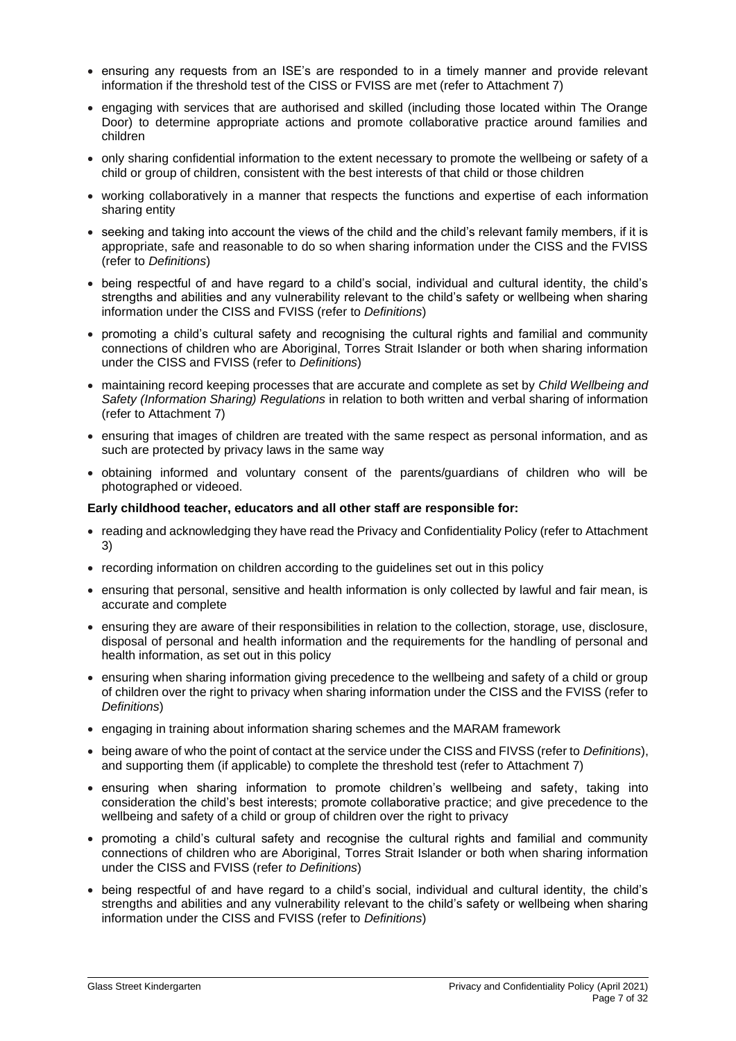- ensuring any requests from an ISE's are responded to in a timely manner and provide relevant information if the threshold test of the CISS or FVISS are met (refer to Attachment 7)
- engaging with services that are authorised and skilled (including those located within The Orange Door) to determine appropriate actions and promote collaborative practice around families and children
- only sharing confidential information to the extent necessary to promote the wellbeing or safety of a child or group of children, consistent with the best interests of that child or those children
- working collaboratively in a manner that respects the functions and expertise of each information sharing entity
- seeking and taking into account the views of the child and the child's relevant family members, if it is appropriate, safe and reasonable to do so when sharing information under the CISS and the FVISS (refer to *Definitions*)
- being respectful of and have regard to a child's social, individual and cultural identity, the child's strengths and abilities and any vulnerability relevant to the child's safety or wellbeing when sharing information under the CISS and FVISS (refer to *Definitions*)
- promoting a child's cultural safety and recognising the cultural rights and familial and community connections of children who are Aboriginal, Torres Strait Islander or both when sharing information under the CISS and FVISS (refer to *Definitions*)
- maintaining record keeping processes that are accurate and complete as set by *Child Wellbeing and Safety (Information Sharing) Regulations* in relation to both written and verbal sharing of information (refer to Attachment 7)
- ensuring that images of children are treated with the same respect as personal information, and as such are protected by privacy laws in the same way
- obtaining informed and voluntary consent of the parents/guardians of children who will be photographed or videoed.

**Early childhood teacher, educators and all other staff are responsible for:**

- reading and acknowledging they have read the Privacy and Confidentiality Policy (refer to Attachment 3)
- recording information on children according to the guidelines set out in this policy
- ensuring that personal, sensitive and health information is only collected by lawful and fair mean, is accurate and complete
- ensuring they are aware of their responsibilities in relation to the collection, storage, use, disclosure, disposal of personal and health information and the requirements for the handling of personal and health information, as set out in this policy
- ensuring when sharing information giving precedence to the wellbeing and safety of a child or group of children over the right to privacy when sharing information under the CISS and the FVISS (refer to *Definitions*)
- engaging in training about information sharing schemes and the MARAM framework
- being aware of who the point of contact at the service under the CISS and FIVSS (refer to *Definitions*), and supporting them (if applicable) to complete the threshold test (refer to Attachment 7)
- ensuring when sharing information to promote children's wellbeing and safety, taking into consideration the child's best interests; promote collaborative practice; and give precedence to the wellbeing and safety of a child or group of children over the right to privacy
- promoting a child's cultural safety and recognise the cultural rights and familial and community connections of children who are Aboriginal, Torres Strait Islander or both when sharing information under the CISS and FVISS (refer *to Definitions*)
- being respectful of and have regard to a child's social, individual and cultural identity, the child's strengths and abilities and any vulnerability relevant to the child's safety or wellbeing when sharing information under the CISS and FVISS (refer to *Definitions*)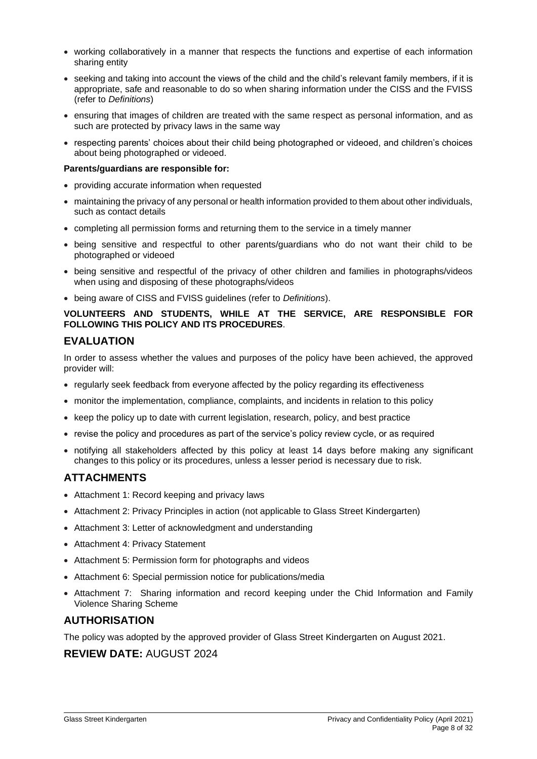- working collaboratively in a manner that respects the functions and expertise of each information sharing entity
- seeking and taking into account the views of the child and the child's relevant family members, if it is appropriate, safe and reasonable to do so when sharing information under the CISS and the FVISS (refer to *Definitions*)
- ensuring that images of children are treated with the same respect as personal information, and as such are protected by privacy laws in the same way
- respecting parents' choices about their child being photographed or videoed, and children's choices about being photographed or videoed.

**Parents/guardians are responsible for:**

- providing accurate information when requested
- maintaining the privacy of any personal or health information provided to them about other individuals, such as contact details
- completing all permission forms and returning them to the service in a timely manner
- being sensitive and respectful to other parents/guardians who do not want their child to be photographed or videoed
- being sensitive and respectful of the privacy of other children and families in photographs/videos when using and disposing of these photographs/videos
- being aware of CISS and FVISS guidelines (refer to *Definitions*).

**VOLUNTEERS AND STUDENTS, WHILE AT THE SERVICE, ARE RESPONSIBLE FOR FOLLOWING THIS POLICY AND ITS PROCEDURES**.

## EVALUATION

In order to assess whether the values and purposes of the policy have been achieved, the approved provider will:

- regularly seek feedback from everyone affected by the policy regarding its effectiveness
- monitor the implementation, compliance, complaints, and incidents in relation to this policy
- keep the policy up to date with current legislation, research, policy, and best practice
- revise the policy and procedures as part of the service's policy review cycle, or as required
- notifying all stakeholders affected by this policy at least 14 days before making any significant changes to this policy or its procedures, unless a lesser period is necessary due to risk.

## ATTACHMENTS

- Attachment 1: Record keeping and privacy laws
- Attachment 2: Privacy Principles in action (not applicable to Glass Street Kindergarten)
- Attachment 3: Letter of acknowledgment and understanding
- Attachment 4: Privacy Statement
- Attachment 5: Permission form for photographs and videos
- Attachment 6: Special permission notice for publications/media
- Attachment 7: Sharing information and record keeping under the Chid Information and Family Violence Sharing Scheme

## AUTHORISATION

The policy was adopted by the approved provider of Glass Street Kindergarten on August 2021.

## REVIEW DATE: AUGUST 2024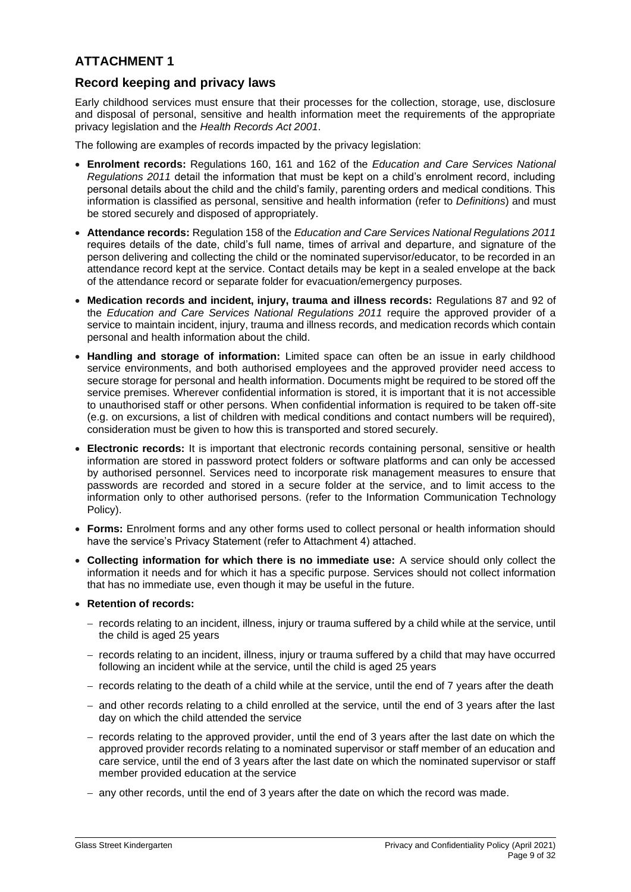## ATTACHMENT 1

### Record keeping and privacy laws

Early childhood services must ensure that their processes for the collection, storage, use, disclosure and disposal of personal, sensitive and health information meet the requirements of the appropriate privacy legislation and the *Health Records Act 2001*.

The following are examples of records impacted by the privacy legislation:

- **Enrolment records:** Regulations 160, 161 and 162 of the *Education and Care Services National Regulations 2011* detail the information that must be kept on a child's enrolment record, including personal details about the child and the child's family, parenting orders and medical conditions. This information is classified as personal, sensitive and health information (refer to *Definitions*) and must be stored securely and disposed of appropriately.
- **Attendance records:** Regulation 158 of the *Education and Care Services National Regulations 2011* requires details of the date, child's full name, times of arrival and departure, and signature of the person delivering and collecting the child or the nominated supervisor/educator, to be recorded in an attendance record kept at the service. Contact details may be kept in a sealed envelope at the back of the attendance record or separate folder for evacuation/emergency purposes.
- **Medication records and incident, injury, trauma and illness records:** Regulations 87 and 92 of the *Education and Care Services National Regulations 2011* require the approved provider of a service to maintain incident, injury, trauma and illness records, and medication records which contain personal and health information about the child.
- **Handling and storage of information:** Limited space can often be an issue in early childhood service environments, and both authorised employees and the approved provider need access to secure storage for personal and health information. Documents might be required to be stored off the service premises. Wherever confidential information is stored, it is important that it is not accessible to unauthorised staff or other persons. When confidential information is required to be taken off-site (e.g. on excursions, a list of children with medical conditions and contact numbers will be required), consideration must be given to how this is transported and stored securely.
- **Electronic records:** It is important that electronic records containing personal, sensitive or health information are stored in password protect folders or software platforms and can only be accessed by authorised personnel. Services need to incorporate risk management measures to ensure that passwords are recorded and stored in a secure folder at the service, and to limit access to the information only to other authorised persons. (refer to the Information Communication Technology Policy).
- **Forms:** Enrolment forms and any other forms used to collect personal or health information should have the service's Privacy Statement (refer to Attachment 4) attached.
- **Collecting information for which there is no immediate use:** A service should only collect the information it needs and for which it has a specific purpose. Services should not collect information that has no immediate use, even though it may be useful in the future.
- **Retention of records:**
  - records relating to an incident, illness, injury or trauma suffered by a child while at the service, until the child is aged 25 years
  - records relating to an incident, illness, injury or trauma suffered by a child that may have occurred following an incident while at the service, until the child is aged 25 years
  - records relating to the death of a child while at the service, until the end of 7 years after the death
  - and other records relating to a child enrolled at the service, until the end of 3 years after the last day on which the child attended the service
  - records relating to the approved provider, until the end of 3 years after the last date on which the approved provider records relating to a nominated supervisor or staff member of an education and care service, until the end of 3 years after the last date on which the nominated supervisor or staff member provided education at the service
  - any other records, until the end of 3 years after the date on which the record was made.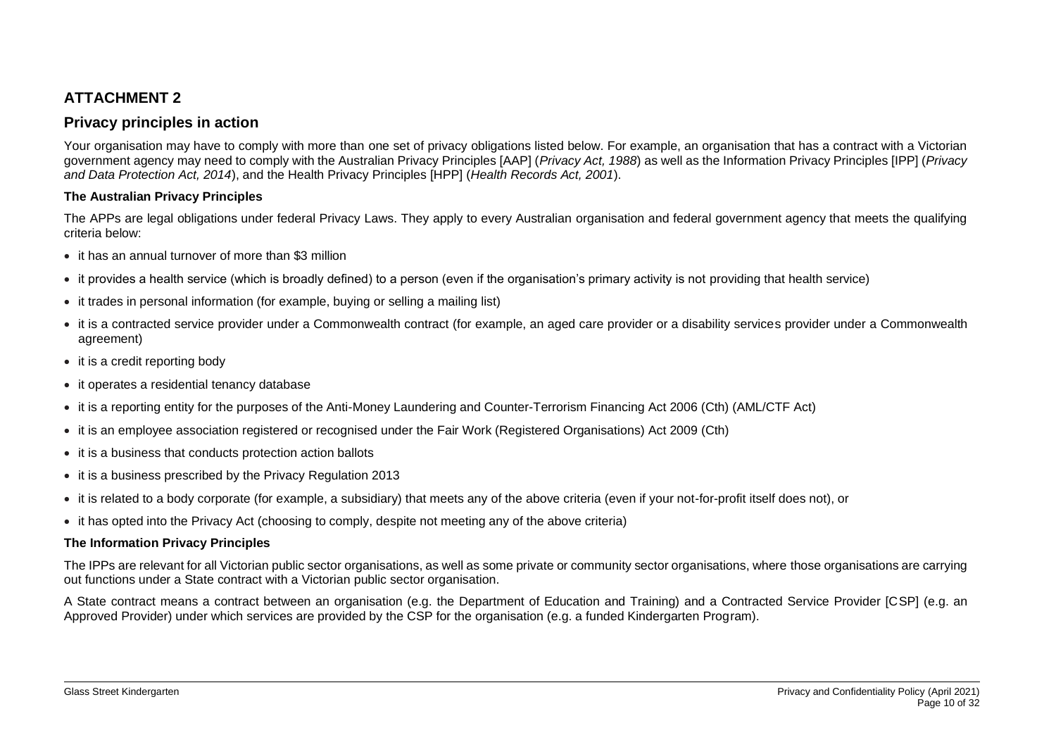## ATTACHMENT 2

## Privacy principles in action

Your organisation may have to comply with more than one set of privacy obligations listed below. For example, an organisation that has a contract with a Victorian government agency may need to comply with the Australian Privacy Principles [AAP] (*Privacy Act, 1988*) as well as the Information Privacy Principles [IPP] (*Privacy and Data Protection Act, 2014*), and the Health Privacy Principles [HPP] (*Health Records Act, 2001*).

### The Australian Privacy Principles

The APPs are legal obligations under federal Privacy Laws. They apply to every Australian organisation and federal government agency that meets the qualifying criteria below:

- it has an annual turnover of more than $3 million
- it provides a health service (which is broadly defined) to a person (even if the organisation's primary activity is not providing that health service)
- it trades in personal information (for example, buying or selling a mailing list)
- it is a contracted service provider under a Commonwealth contract (for example, an aged care provider or a disability services provider under a Commonwealth agreement)
- it is a credit reporting body
- it operates a residential tenancy database
- it is a reporting entity for the purposes of the Anti-Money Laundering and Counter-Terrorism Financing Act 2006 (Cth) (AML/CTF Act)
- it is an employee association registered or recognised under the Fair Work (Registered Organisations) Act 2009 (Cth)
- it is a business that conducts protection action ballots
- it is a business prescribed by the Privacy Regulation 2013
- it is related to a body corporate (for example, a subsidiary) that meets any of the above criteria (even if your not-for-profit itself does not), or
- it has opted into the Privacy Act (choosing to comply, despite not meeting any of the above criteria)

### The Information Privacy Principles

The IPPs are relevant for all Victorian public sector organisations, as well as some private or community sector organisations, where those organisations are carrying out functions under a State contract with a Victorian public sector organisation.

A State contract means a contract between an organisation (e.g. the Department of Education and Training) and a Contracted Service Provider [CSP] (e.g. an Approved Provider) under which services are provided by the CSP for the organisation (e.g. a funded Kindergarten Program).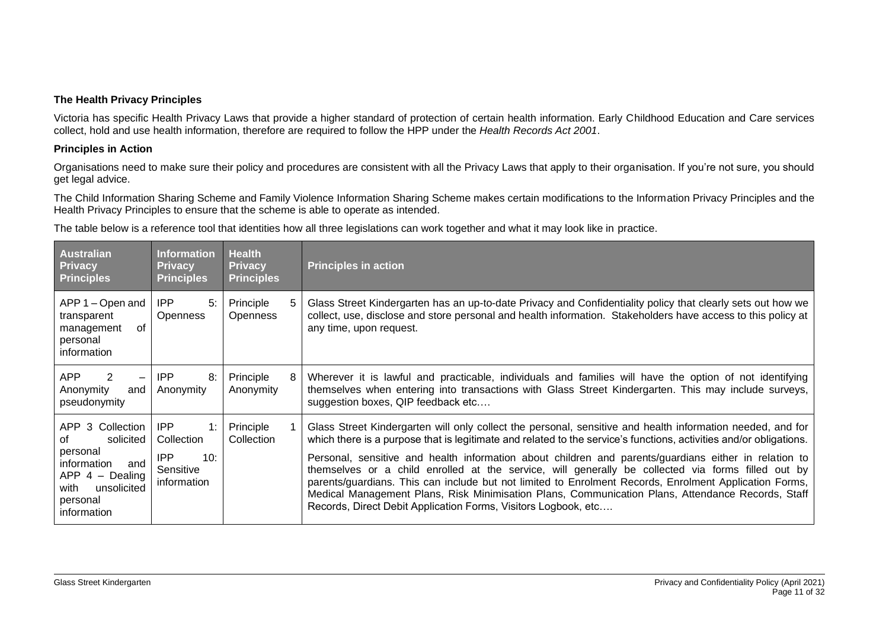### The Health Privacy Principles

Victoria has specific Health Privacy Laws that provide a higher standard of protection of certain health information. Early Childhood Education and Care services collect, hold and use health information, therefore are required to follow the HPP under the *Health Records Act 2001*.

### Principles in Action

Organisations need to make sure their policy and procedures are consistent with all the Privacy Laws that apply to their organisation. If you're not sure, you should get legal advice.

The Child Information Sharing Scheme and Family Violence Information Sharing Scheme makes certain modifications to the Information Privacy Principles and the Health Privacy Principles to ensure that the scheme is able to operate as intended.

The table below is a reference tool that identities how all three legislations can work together and what it may look like in practice.

| Australian Privacy Principles | Information Privacy Principles | Health Privacy Principles | Principles in action |
|---|---|---|---|
| APP 1 – Open and transparent management of personal information | IPP 5: Openness | Principle 5 Openness | Glass Street Kindergarten has an up-to-date Privacy and Confidentiality policy that clearly sets out how we collect, use, disclose and store personal and health information. Stakeholders have access to this policy at any time, upon request. |
| APP 2 – Anonymity and pseudonymity | IPP 8: Anonymity | Principle 8 Anonymity | Wherever it is lawful and practicable, individuals and families will have the option of not identifying themselves when entering into transactions with Glass Street Kindergarten. This may include surveys, suggestion boxes, QIP feedback etc.… |
| APP 3 Collection of solicited personal information and APP 4 – Dealing with unsolicited personal information | IPP 1: Collection<br>IPP 10: Sensitive information | Principle 1 Collection | Glass Street Kindergarten will only collect the personal, sensitive and health information needed, and for which there is a purpose that is legitimate and related to the service's functions, activities and/or obligations.<br>Personal, sensitive and health information about children and parents/guardians either in relation to themselves or a child enrolled at the service, will generally be collected via forms filled out by parents/guardians. This can include but not limited to Enrolment Records, Enrolment Application Forms, Medical Management Plans, Risk Minimisation Plans, Communication Plans, Attendance Records, Staff Records, Direct Debit Application Forms, Visitors Logbook, etc.… |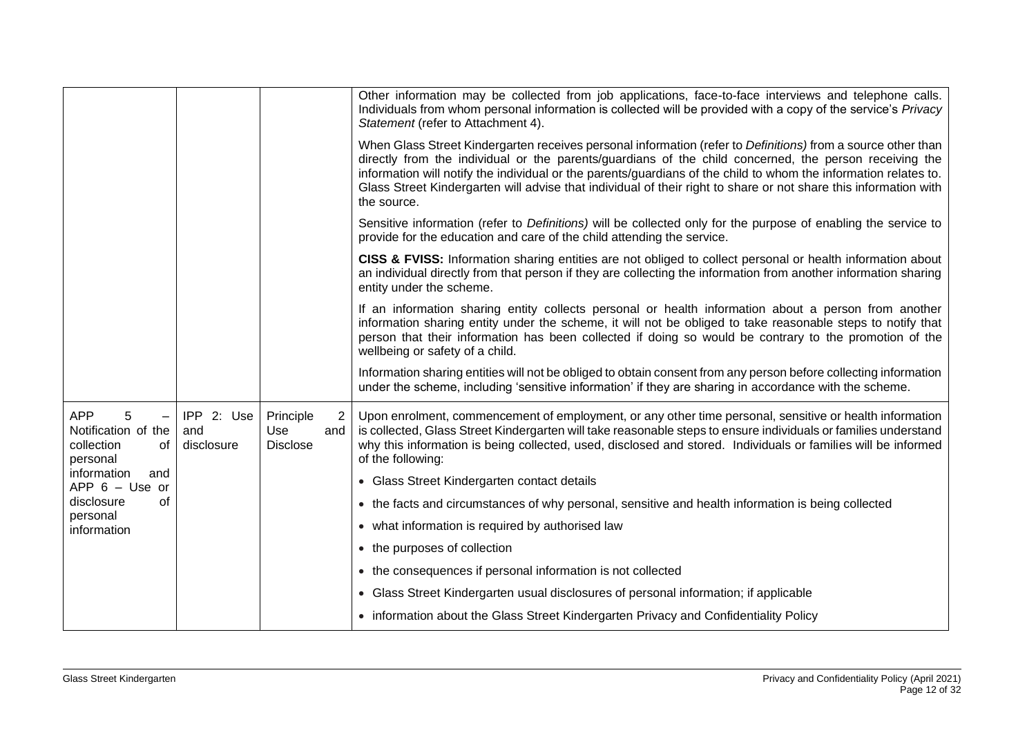| | | | |
|---|---|---|---|
| | | | Other information may be collected from job applications, face-to-face interviews and telephone calls. Individuals from whom personal information is collected will be provided with a copy of the service's *Privacy Statement* (refer to Attachment 4).<br><br>When Glass Street Kindergarten receives personal information (refer to *Definitions)* from a source other than directly from the individual or the parents/guardians of the child concerned, the person receiving the information will notify the individual or the parents/guardians of the child to whom the information relates to. Glass Street Kindergarten will advise that individual of their right to share or not share this information with the source.<br><br>Sensitive information (refer to *Definitions)* will be collected only for the purpose of enabling the service to provide for the education and care of the child attending the service.<br><br>**CISS & FVISS:** Information sharing entities are not obliged to collect personal or health information about an individual directly from that person if they are collecting the information from another information sharing entity under the scheme.<br><br>If an information sharing entity collects personal or health information about a person from another information sharing entity under the scheme, it will not be obliged to take reasonable steps to notify that person that their information has been collected if doing so would be contrary to the promotion of the wellbeing or safety of a child.<br><br>Information sharing entities will not be obliged to obtain consent from any person before collecting information under the scheme, including 'sensitive information' if they are sharing in accordance with the scheme. |
| APP 5 – Notification of the collection of personal information and APP 6 – Use or disclosure of personal information | IPP 2: Use and disclosure | Principle 2 Use and Disclose | Upon enrolment, commencement of employment, or any other time personal, sensitive or health information is collected, Glass Street Kindergarten will take reasonable steps to ensure individuals or families understand why this information is being collected, used, disclosed and stored. Individuals or families will be informed of the following:<br><br>• Glass Street Kindergarten contact details<br>• the facts and circumstances of why personal, sensitive and health information is being collected<br>• what information is required by authorised law<br>• the purposes of collection<br>• the consequences if personal information is not collected<br>• Glass Street Kindergarten usual disclosures of personal information; if applicable<br>• information about the Glass Street Kindergarten Privacy and Confidentiality Policy |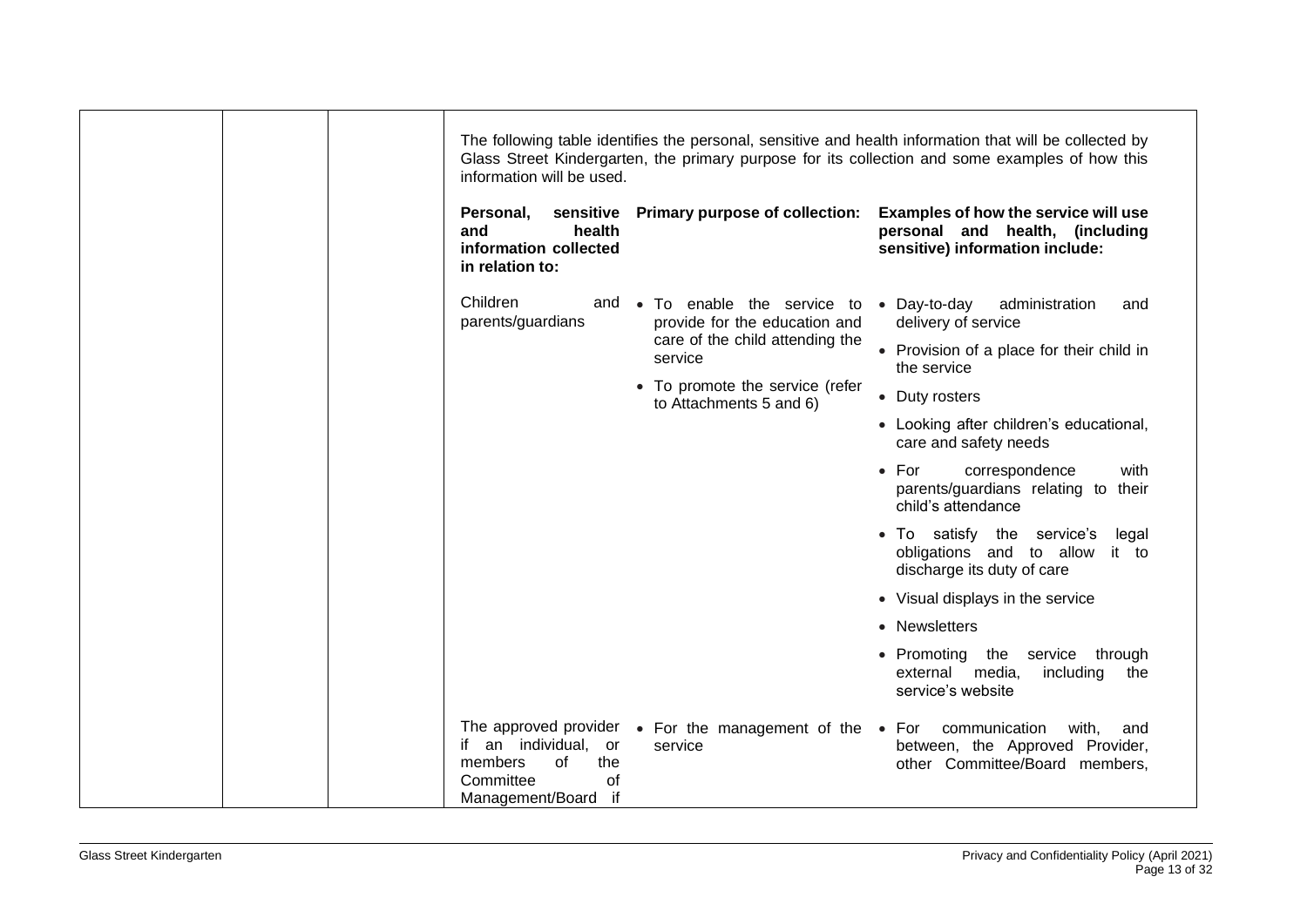The following table identifies the personal, sensitive and health information that will be collected by Glass Street Kindergarten, the primary purpose for its collection and some examples of how this information will be used.

| Personal, sensitive and health information collected in relation to: | Primary purpose of collection: | Examples of how the service will use personal and health, (including sensitive) information include: |
|---|---|---|
| Children and parents/guardians | • To enable the service to provide for the education and care of the child attending the service<br>• To promote the service (refer to Attachments 5 and 6) | • Day-to-day administration and delivery of service<br>• Provision of a place for their child in the service<br>• Duty rosters<br>• Looking after children's educational, care and safety needs<br>• For correspondence with parents/guardians relating to their child's attendance<br>• To satisfy the service's legal obligations and to allow it to discharge its duty of care<br>• Visual displays in the service<br>• Newsletters<br>• Promoting the service through external media, including the service's website |
| The approved provider if an individual, or members of the Committee of Management/Board if | • For the management of the service | • For communication with, and between, the Approved Provider, other Committee/Board members, |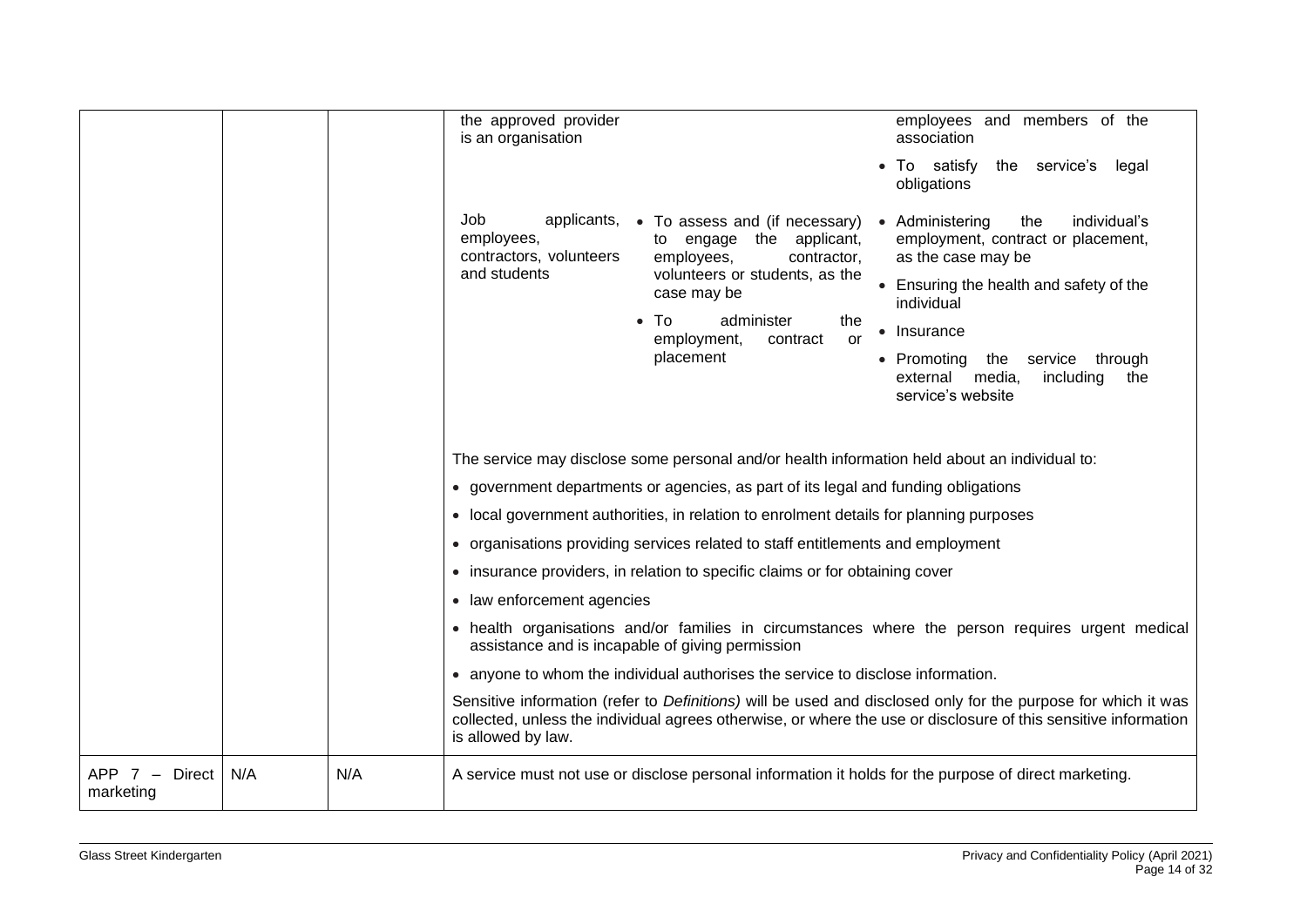| | | | | | |
|---|---|---|---|---|---|
| | | | the approved provider is an organisation | | employees and members of the association<br>• To satisfy the service's legal obligations |
| | | | Job applicants, employees, contractors, volunteers and students | • To assess and (if necessary) to engage the applicant, employees, contractor, volunteers or students, as the case may be<br>• To administer the employment, contract or placement | • Administering the individual's employment, contract or placement, as the case may be<br>• Ensuring the health and safety of the individual<br>• Insurance<br>• Promoting the service through external media, including the service's website |
| | | | The service may disclose some personal and/or health information held about an individual to:<br>• government departments or agencies, as part of its legal and funding obligations<br>• local government authorities, in relation to enrolment details for planning purposes<br>• organisations providing services related to staff entitlements and employment<br>• insurance providers, in relation to specific claims or for obtaining cover<br>• law enforcement agencies<br>• health organisations and/or families in circumstances where the person requires urgent medical assistance and is incapable of giving permission<br>• anyone to whom the individual authorises the service to disclose information.<br>Sensitive information (refer to *Definitions)* will be used and disclosed only for the purpose for which it was collected, unless the individual agrees otherwise, or where the use or disclosure of this sensitive information is allowed by law. | | |
| APP 7 – Direct marketing | N/A | N/A | A service must not use or disclose personal information it holds for the purpose of direct marketing. | | |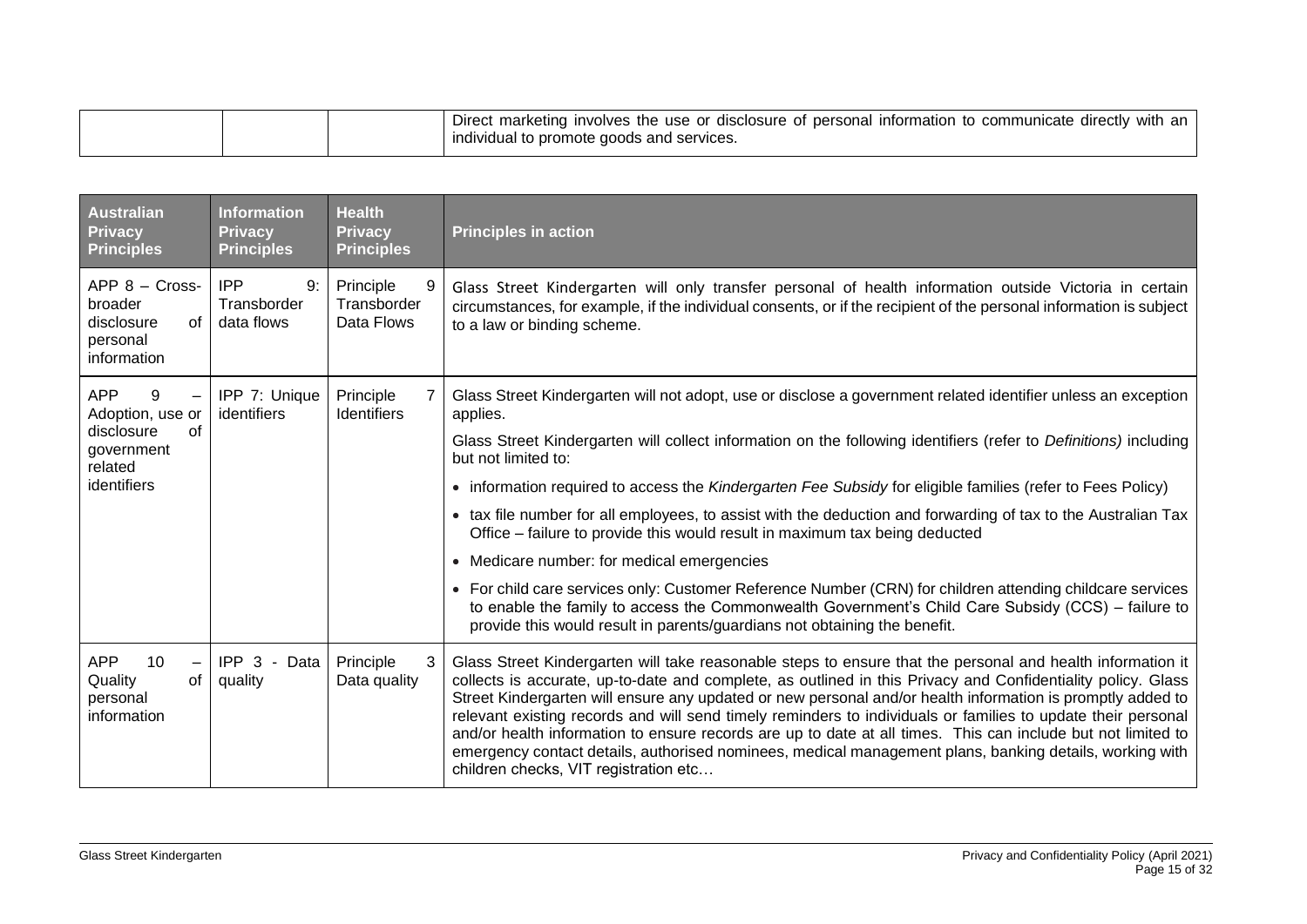| | | | Direct marketing involves the use or disclosure of personal information to communicate directly with an individual to promote goods and services. |
|---|---|---|---|

| **Australian Privacy Principles** | **Information Privacy Principles** | **Health Privacy Principles** | **Principles in action** |
|---|---|---|---|
| APP 8 – Cross-broader disclosure of personal information | IPP 9: Transborder data flows | Principle 9 Transborder Data Flows | Glass Street Kindergarten will only transfer personal of health information outside Victoria in certain circumstances, for example, if the individual consents, or if the recipient of the personal information is subject to a law or binding scheme. |
| APP 9 – Adoption, use or disclosure of government related identifiers | IPP 7: Unique identifiers | Principle 7 Identifiers | Glass Street Kindergarten will not adopt, use or disclose a government related identifier unless an exception applies.<br><br>Glass Street Kindergarten will collect information on the following identifiers (refer to *Definitions)* including but not limited to:<br><br>• information required to access the *Kindergarten Fee Subsidy* for eligible families (refer to Fees Policy)<br><br>• tax file number for all employees, to assist with the deduction and forwarding of tax to the Australian Tax Office – failure to provide this would result in maximum tax being deducted<br><br>• Medicare number: for medical emergencies<br><br>• For child care services only: Customer Reference Number (CRN) for children attending childcare services to enable the family to access the Commonwealth Government's Child Care Subsidy (CCS) – failure to provide this would result in parents/guardians not obtaining the benefit. |
| APP 10 – Quality of personal information | IPP 3 - Data quality | Principle 3 Data quality | Glass Street Kindergarten will take reasonable steps to ensure that the personal and health information it collects is accurate, up-to-date and complete, as outlined in this Privacy and Confidentiality policy. Glass Street Kindergarten will ensure any updated or new personal and/or health information is promptly added to relevant existing records and will send timely reminders to individuals or families to update their personal and/or health information to ensure records are up to date at all times. This can include but not limited to emergency contact details, authorised nominees, medical management plans, banking details, working with children checks, VIT registration etc… |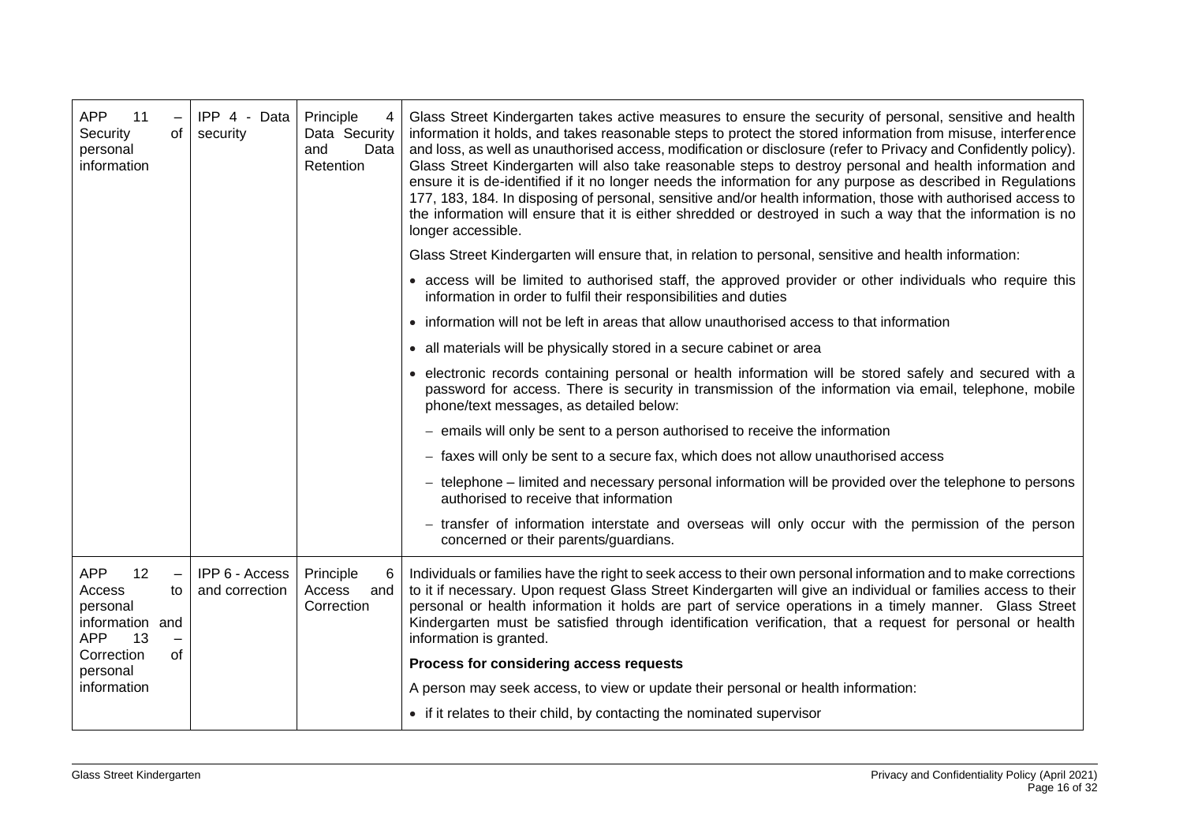| APP 11 – Security of personal information | IPP 4 - Data security | Principle 4 Data Security and Data Retention | Glass Street Kindergarten takes active measures to ensure the security of personal, sensitive and health information it holds, and takes reasonable steps to protect the stored information from misuse, interference and loss, as well as unauthorised access, modification or disclosure (refer to Privacy and Confidently policy). Glass Street Kindergarten will also take reasonable steps to destroy personal and health information and ensure it is de-identified if it no longer needs the information for any purpose as described in Regulations 177, 183, 184. In disposing of personal, sensitive and/or health information, those with authorised access to the information will ensure that it is either shredded or destroyed in such a way that the information is no longer accessible.<br><br>Glass Street Kindergarten will ensure that, in relation to personal, sensitive and health information:<br><br>• access will be limited to authorised staff, the approved provider or other individuals who require this information in order to fulfil their responsibilities and duties<br>• information will not be left in areas that allow unauthorised access to that information<br>• all materials will be physically stored in a secure cabinet or area<br>• electronic records containing personal or health information will be stored safely and secured with a password for access. There is security in transmission of the information via email, telephone, mobile phone/text messages, as detailed below:<br>  – emails will only be sent to a person authorised to receive the information<br>  – faxes will only be sent to a secure fax, which does not allow unauthorised access<br>  – telephone – limited and necessary personal information will be provided over the telephone to persons authorised to receive that information<br>  – transfer of information interstate and overseas will only occur with the permission of the person concerned or their parents/guardians. |
|---|---|---|---|
| APP 12 – Access to personal information and APP 13 – Correction of personal information | IPP 6 - Access and correction | Principle 6 Access and Correction | Individuals or families have the right to seek access to their own personal information and to make corrections to it if necessary. Upon request Glass Street Kindergarten will give an individual or families access to their personal or health information it holds are part of service operations in a timely manner. Glass Street Kindergarten must be satisfied through identification verification, that a request for personal or health information is granted.<br><br>**Process for considering access requests**<br><br>A person may seek access, to view or update their personal or health information:<br><br>• if it relates to their child, by contacting the nominated supervisor |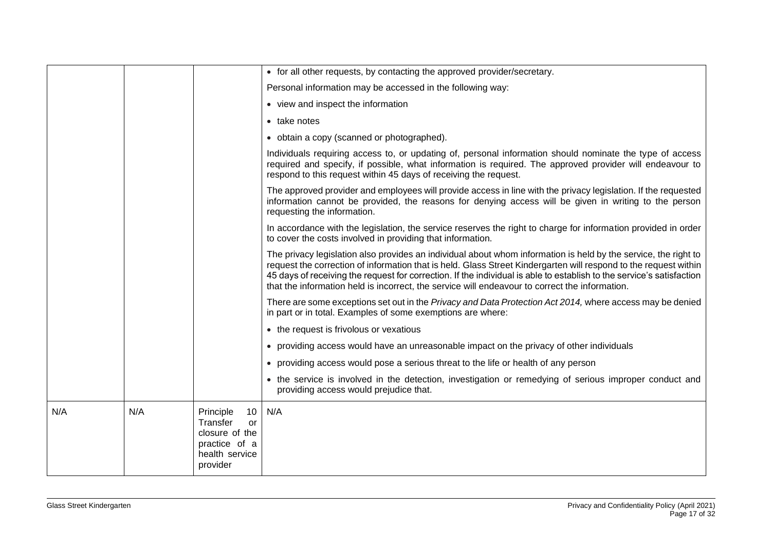| | | | |
|---|---|---|---|
| | | | • for all other requests, by contacting the approved provider/secretary.<br><br>Personal information may be accessed in the following way:<br><br>• view and inspect the information<br><br>• take notes<br><br>• obtain a copy (scanned or photographed).<br><br>Individuals requiring access to, or updating of, personal information should nominate the type of access required and specify, if possible, what information is required. The approved provider will endeavour to respond to this request within 45 days of receiving the request.<br><br>The approved provider and employees will provide access in line with the privacy legislation. If the requested information cannot be provided, the reasons for denying access will be given in writing to the person requesting the information.<br><br>In accordance with the legislation, the service reserves the right to charge for information provided in order to cover the costs involved in providing that information.<br><br>The privacy legislation also provides an individual about whom information is held by the service, the right to request the correction of information that is held. Glass Street Kindergarten will respond to the request within 45 days of receiving the request for correction. If the individual is able to establish to the service's satisfaction that the information held is incorrect, the service will endeavour to correct the information.<br><br>There are some exceptions set out in the *Privacy and Data Protection Act 2014,* where access may be denied in part or in total. Examples of some exemptions are where:<br><br>• the request is frivolous or vexatious<br><br>• providing access would have an unreasonable impact on the privacy of other individuals<br><br>• providing access would pose a serious threat to the life or health of any person<br><br>• the service is involved in the detection, investigation or remedying of serious improper conduct and providing access would prejudice that. |
| N/A | N/A | Principle 10 Transfer or closure of the practice of a health service provider | N/A |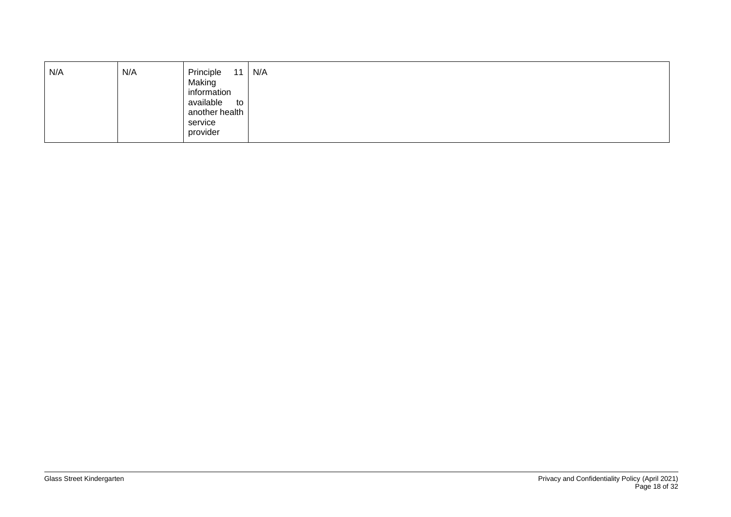| N/A | N/A | Principle 11 Making information available to another health service provider | N/A |
|---|---|---|---|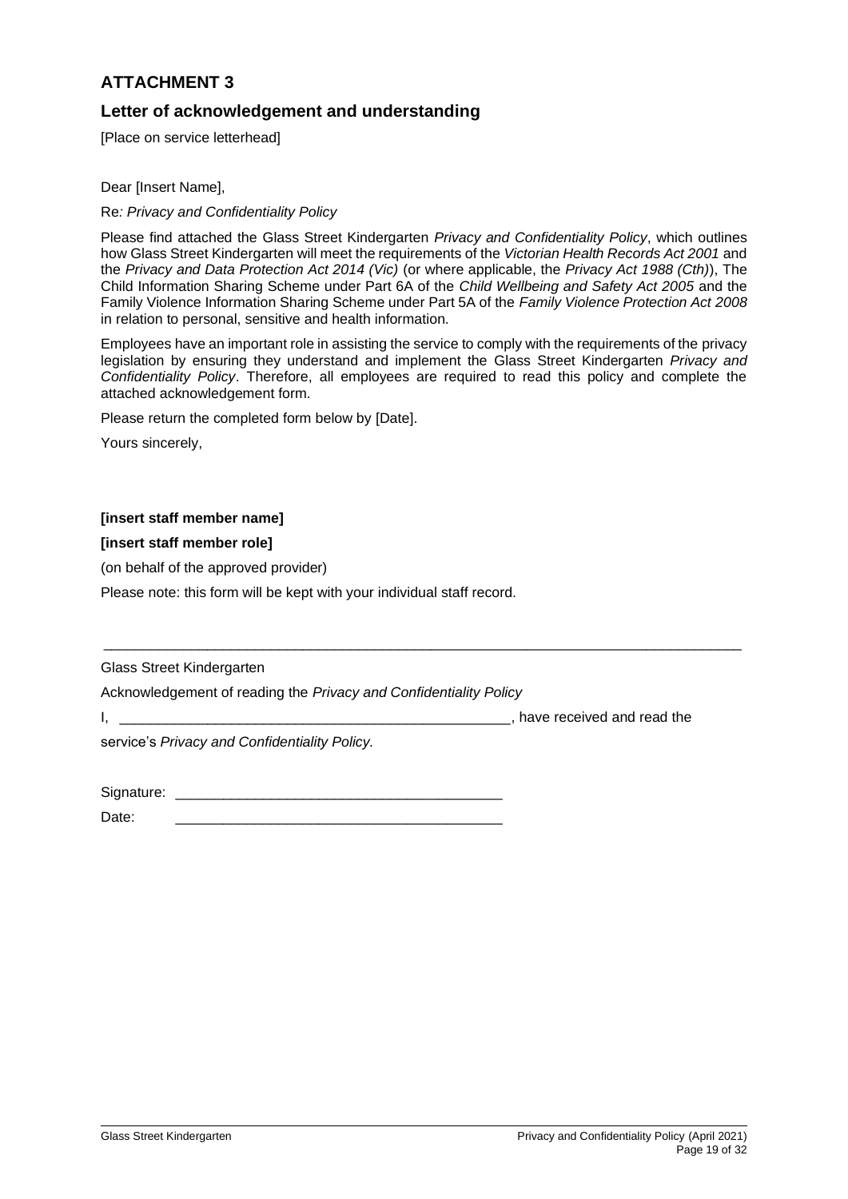## ATTACHMENT 3

### Letter of acknowledgement and understanding

[Place on service letterhead]

Dear [Insert Name],

Re*: Privacy and Confidentiality Policy*

Please find attached the Glass Street Kindergarten *Privacy and Confidentiality Policy*, which outlines how Glass Street Kindergarten will meet the requirements of the *Victorian Health Records Act 2001* and the *Privacy and Data Protection Act 2014 (Vic)* (or where applicable, the *Privacy Act 1988 (Cth)*), The Child Information Sharing Scheme under Part 6A of the *Child Wellbeing and Safety Act 2005* and the Family Violence Information Sharing Scheme under Part 5A of the *Family Violence Protection Act 2008* in relation to personal, sensitive and health information.

Employees have an important role in assisting the service to comply with the requirements of the privacy legislation by ensuring they understand and implement the Glass Street Kindergarten *Privacy and Confidentiality Policy*. Therefore, all employees are required to read this policy and complete the attached acknowledgement form.

Please return the completed form below by [Date].

Yours sincerely,

**[insert staff member name]**

**[insert staff member role]**

(on behalf of the approved provider)

Please note: this form will be kept with your individual staff record.

---

Glass Street Kindergarten

Acknowledgement of reading the *Privacy and Confidentiality Policy*

I, __________________________________________________, have received and read the service's *Privacy and Confidentiality Policy.*

Signature: ___________________________________________

Date: ___________________________________________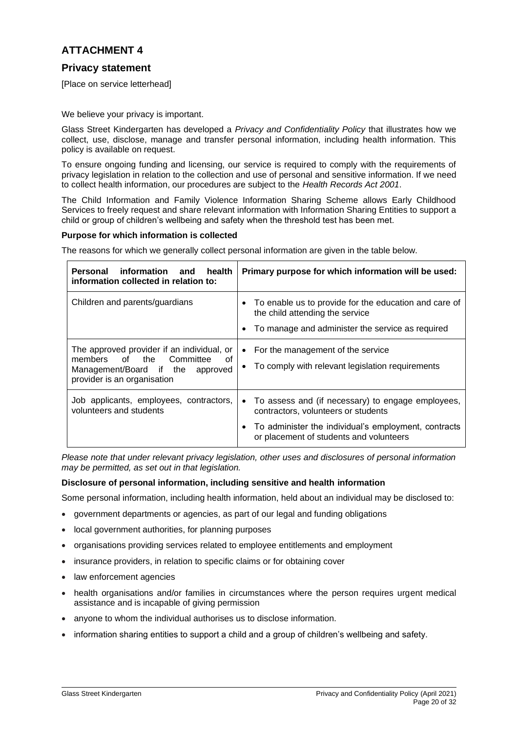## ATTACHMENT 4

### Privacy statement

[Place on service letterhead]

We believe your privacy is important.

Glass Street Kindergarten has developed a *Privacy and Confidentiality Policy* that illustrates how we collect, use, disclose, manage and transfer personal information, including health information. This policy is available on request.

To ensure ongoing funding and licensing, our service is required to comply with the requirements of privacy legislation in relation to the collection and use of personal and sensitive information. If we need to collect health information, our procedures are subject to the *Health Records Act 2001*.

The Child Information and Family Violence Information Sharing Scheme allows Early Childhood Services to freely request and share relevant information with Information Sharing Entities to support a child or group of children's wellbeing and safety when the threshold test has been met.

**Purpose for which information is collected**

The reasons for which we generally collect personal information are given in the table below.

| **Personal information and health information collected in relation to:** | **Primary purpose for which information will be used:** |
|---|---|
| Children and parents/guardians | • To enable us to provide for the education and care of the child attending the service<br>• To manage and administer the service as required |
| The approved provider if an individual, or members of the Committee of Management/Board if the approved provider is an organisation | • For the management of the service<br>• To comply with relevant legislation requirements |
| Job applicants, employees, contractors, volunteers and students | • To assess and (if necessary) to engage employees, contractors, volunteers or students<br>• To administer the individual's employment, contracts or placement of students and volunteers |

*Please note that under relevant privacy legislation, other uses and disclosures of personal information may be permitted, as set out in that legislation.*

**Disclosure of personal information, including sensitive and health information**

Some personal information, including health information, held about an individual may be disclosed to:

- government departments or agencies, as part of our legal and funding obligations
- local government authorities, for planning purposes
- organisations providing services related to employee entitlements and employment
- insurance providers, in relation to specific claims or for obtaining cover
- law enforcement agencies
- health organisations and/or families in circumstances where the person requires urgent medical assistance and is incapable of giving permission
- anyone to whom the individual authorises us to disclose information.
- information sharing entities to support a child and a group of children's wellbeing and safety.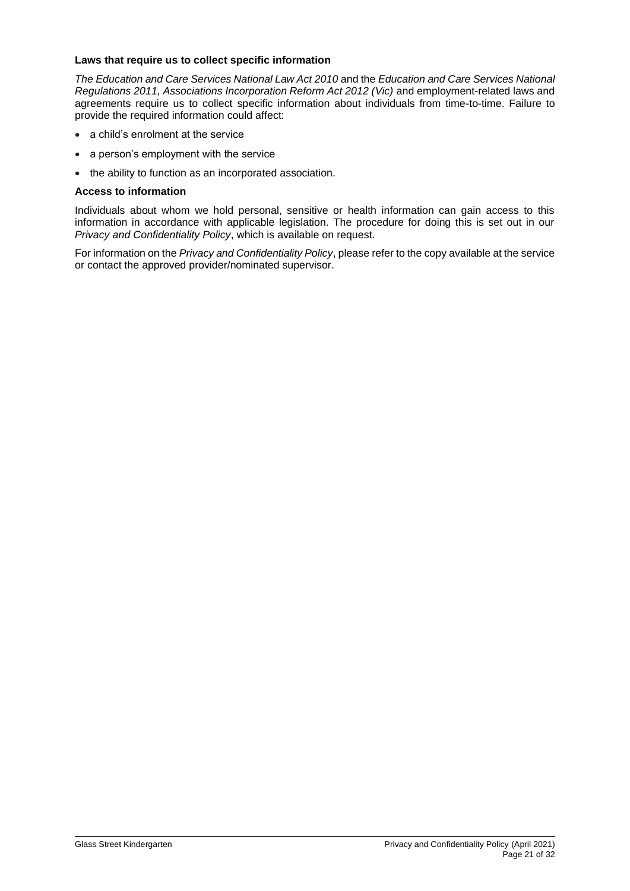**Laws that require us to collect specific information**

*The Education and Care Services National Law Act 2010* and the *Education and Care Services National Regulations 2011, Associations Incorporation Reform Act 2012 (Vic)* and employment-related laws and agreements require us to collect specific information about individuals from time-to-time. Failure to provide the required information could affect:

- a child's enrolment at the service
- a person's employment with the service
- the ability to function as an incorporated association.

**Access to information**

Individuals about whom we hold personal, sensitive or health information can gain access to this information in accordance with applicable legislation. The procedure for doing this is set out in our *Privacy and Confidentiality Policy*, which is available on request.

For information on the *Privacy and Confidentiality Policy*, please refer to the copy available at the service or contact the approved provider/nominated supervisor.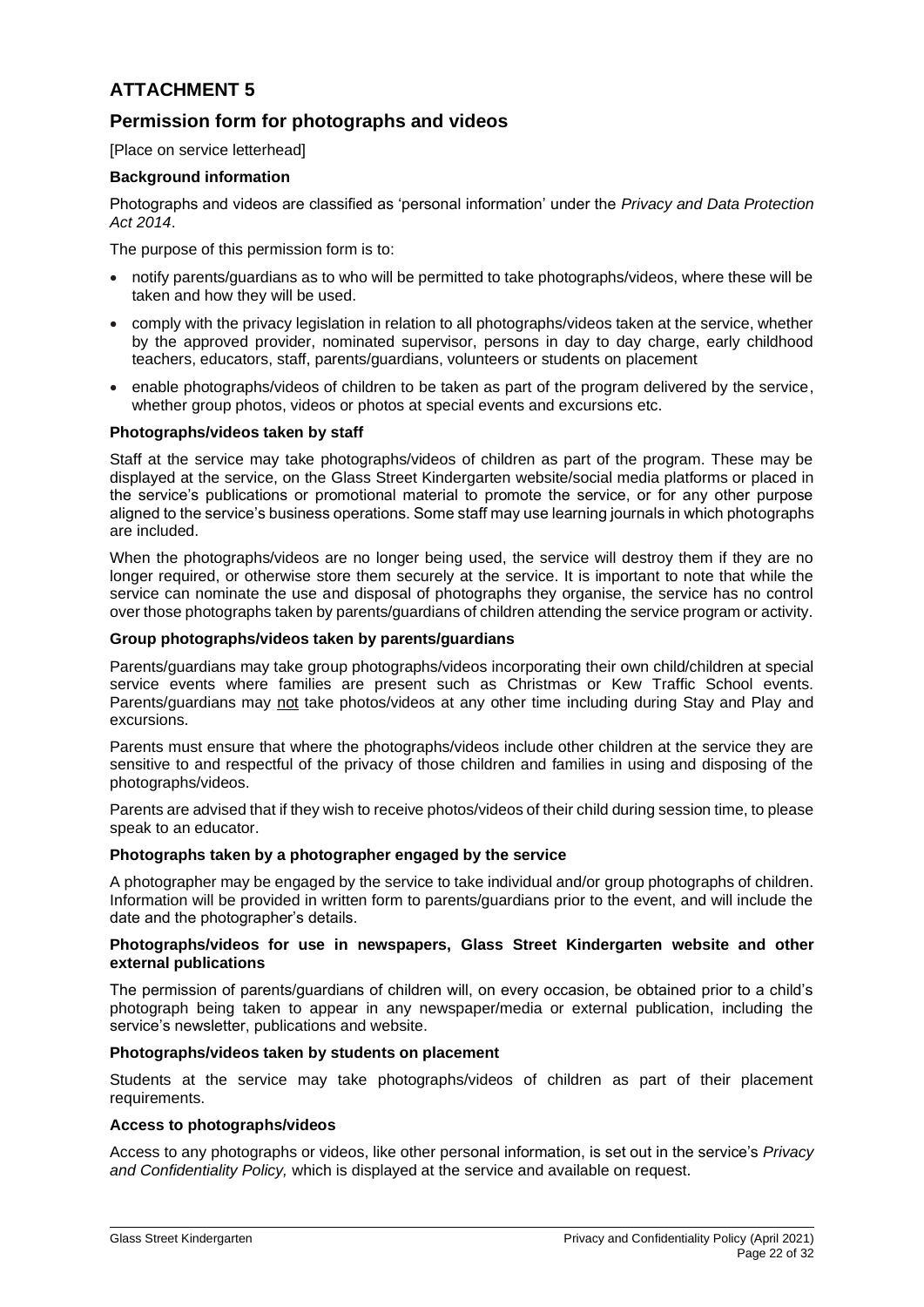# ATTACHMENT 5

## Permission form for photographs and videos

[Place on service letterhead]

**Background information**

Photographs and videos are classified as 'personal information' under the *Privacy and Data Protection Act 2014*.

The purpose of this permission form is to:

- notify parents/guardians as to who will be permitted to take photographs/videos, where these will be taken and how they will be used.
- comply with the privacy legislation in relation to all photographs/videos taken at the service, whether by the approved provider, nominated supervisor, persons in day to day charge, early childhood teachers, educators, staff, parents/guardians, volunteers or students on placement
- enable photographs/videos of children to be taken as part of the program delivered by the service, whether group photos, videos or photos at special events and excursions etc.

**Photographs/videos taken by staff**

Staff at the service may take photographs/videos of children as part of the program. These may be displayed at the service, on the Glass Street Kindergarten website/social media platforms or placed in the service's publications or promotional material to promote the service, or for any other purpose aligned to the service's business operations. Some staff may use learning journals in which photographs are included.

When the photographs/videos are no longer being used, the service will destroy them if they are no longer required, or otherwise store them securely at the service. It is important to note that while the service can nominate the use and disposal of photographs they organise, the service has no control over those photographs taken by parents/guardians of children attending the service program or activity.

**Group photographs/videos taken by parents/guardians**

Parents/guardians may take group photographs/videos incorporating their own child/children at special service events where families are present such as Christmas or Kew Traffic School events. Parents/guardians may not take photos/videos at any other time including during Stay and Play and excursions.

Parents must ensure that where the photographs/videos include other children at the service they are sensitive to and respectful of the privacy of those children and families in using and disposing of the photographs/videos.

Parents are advised that if they wish to receive photos/videos of their child during session time, to please speak to an educator.

**Photographs taken by a photographer engaged by the service**

A photographer may be engaged by the service to take individual and/or group photographs of children. Information will be provided in written form to parents/guardians prior to the event, and will include the date and the photographer's details.

**Photographs/videos for use in newspapers, Glass Street Kindergarten website and other external publications**

The permission of parents/guardians of children will, on every occasion, be obtained prior to a child's photograph being taken to appear in any newspaper/media or external publication, including the service's newsletter, publications and website.

**Photographs/videos taken by students on placement**

Students at the service may take photographs/videos of children as part of their placement requirements.

**Access to photographs/videos**

Access to any photographs or videos, like other personal information, is set out in the service's *Privacy and Confidentiality Policy,* which is displayed at the service and available on request.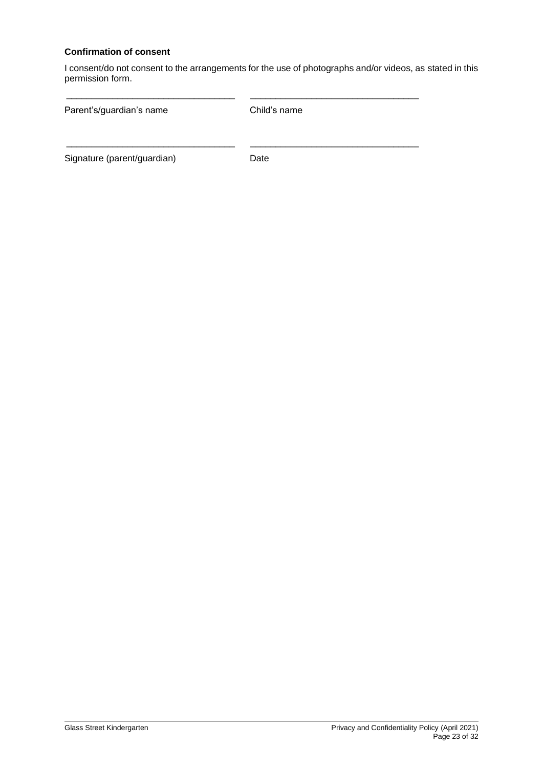**Confirmation of consent**

I consent/do not consent to the arrangements for the use of photographs and/or videos, as stated in this permission form.

| _________________________________ | _________________________________ |
|---|---|
| Parent's/guardian's name | Child's name |
| _________________________________ | _________________________________ |
| Signature (parent/guardian) | Date |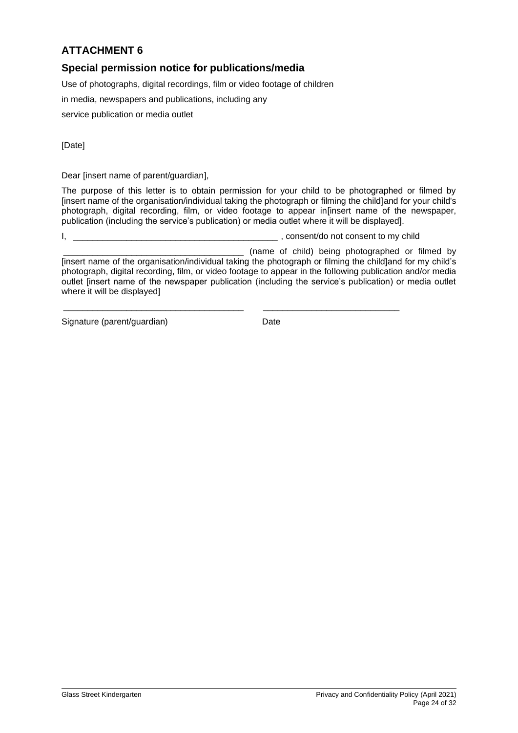## ATTACHMENT 6

### Special permission notice for publications/media

Use of photographs, digital recordings, film or video footage of children

in media, newspapers and publications, including any

service publication or media outlet

[Date]

Dear [insert name of parent/guardian],

The purpose of this letter is to obtain permission for your child to be photographed or filmed by [insert name of the organisation/individual taking the photograph or filming the child]and for your child's photograph, digital recording, film, or video footage to appear in[insert name of the newspaper, publication (including the service's publication) or media outlet where it will be displayed].

I, ____________________________________________ , consent/do not consent to my child

______________________________________ (name of child) being photographed or filmed by [insert name of the organisation/individual taking the photograph or filming the child]and for my child's photograph, digital recording, film, or video footage to appear in the following publication and/or media outlet [insert name of the newspaper publication (including the service's publication) or media outlet where it will be displayed]

______________________________________ ____________________________

Signature (parent/guardian) Date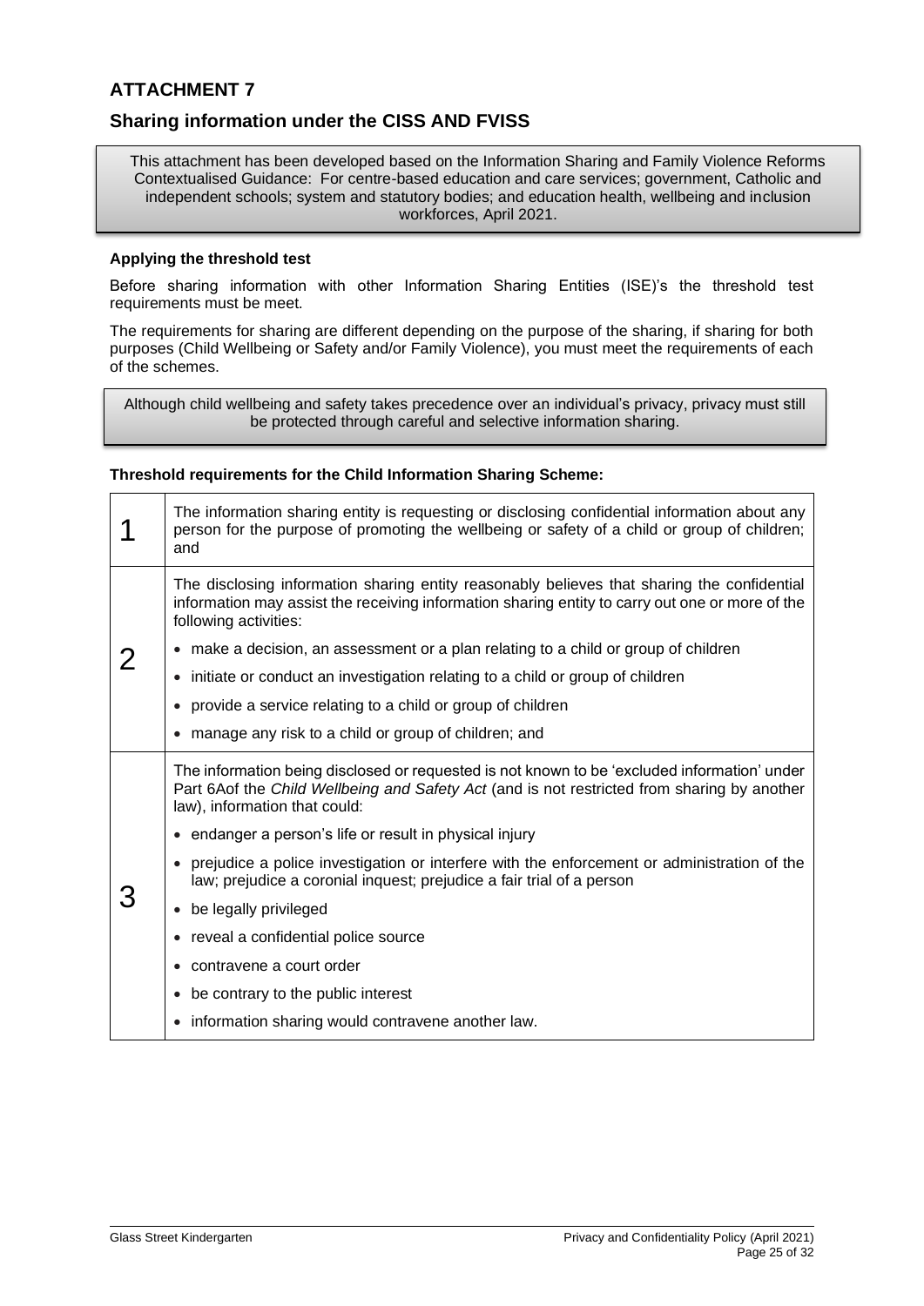# ATTACHMENT 7

## Sharing information under the CISS AND FVISS

This attachment has been developed based on the Information Sharing and Family Violence Reforms Contextualised Guidance: For centre-based education and care services; government, Catholic and independent schools; system and statutory bodies; and education health, wellbeing and inclusion workforces, April 2021.

**Applying the threshold test**

Before sharing information with other Information Sharing Entities (ISE)'s the threshold test requirements must be meet.

The requirements for sharing are different depending on the purpose of the sharing, if sharing for both purposes (Child Wellbeing or Safety and/or Family Violence), you must meet the requirements of each of the schemes.

Although child wellbeing and safety takes precedence over an individual's privacy, privacy must still be protected through careful and selective information sharing.

**Threshold requirements for the Child Information Sharing Scheme:**

| | |
|---|---|
| 1 | The information sharing entity is requesting or disclosing confidential information about any person for the purpose of promoting the wellbeing or safety of a child or group of children; and |
| 2 | The disclosing information sharing entity reasonably believes that sharing the confidential information may assist the receiving information sharing entity to carry out one or more of the following activities:<br>• make a decision, an assessment or a plan relating to a child or group of children<br>• initiate or conduct an investigation relating to a child or group of children<br>• provide a service relating to a child or group of children<br>• manage any risk to a child or group of children; and |
| 3 | The information being disclosed or requested is not known to be 'excluded information' under Part 6Aof the *Child Wellbeing and Safety Act* (and is not restricted from sharing by another law), information that could:<br>• endanger a person's life or result in physical injury<br>• prejudice a police investigation or interfere with the enforcement or administration of the law; prejudice a coronial inquest; prejudice a fair trial of a person<br>• be legally privileged<br>• reveal a confidential police source<br>• contravene a court order<br>• be contrary to the public interest<br>• information sharing would contravene another law. |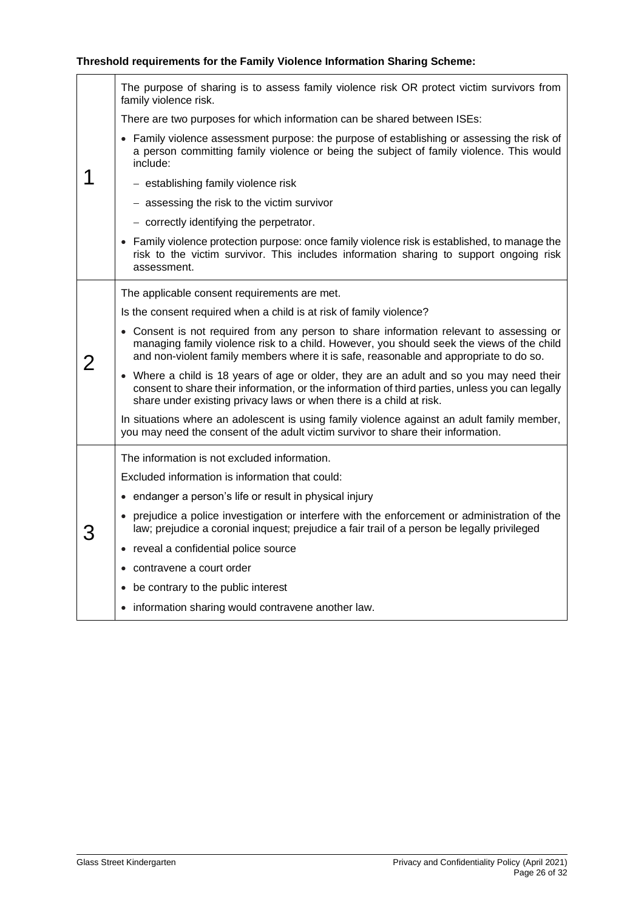**Threshold requirements for the Family Violence Information Sharing Scheme:**

| | |
|---|---|
| 1 | The purpose of sharing is to assess family violence risk OR protect victim survivors from family violence risk.<br><br>There are two purposes for which information can be shared between ISEs:<br><br>• Family violence assessment purpose: the purpose of establishing or assessing the risk of a person committing family violence or being the subject of family violence. This would include:<br>– establishing family violence risk<br>– assessing the risk to the victim survivor<br>– correctly identifying the perpetrator.<br><br>• Family violence protection purpose: once family violence risk is established, to manage the risk to the victim survivor. This includes information sharing to support ongoing risk assessment. |
| 2 | The applicable consent requirements are met.<br><br>Is the consent required when a child is at risk of family violence?<br><br>• Consent is not required from any person to share information relevant to assessing or managing family violence risk to a child. However, you should seek the views of the child and non-violent family members where it is safe, reasonable and appropriate to do so.<br><br>• Where a child is 18 years of age or older, they are an adult and so you may need their consent to share their information, or the information of third parties, unless you can legally share under existing privacy laws or when there is a child at risk.<br><br>In situations where an adolescent is using family violence against an adult family member, you may need the consent of the adult victim survivor to share their information. |
| 3 | The information is not excluded information.<br><br>Excluded information is information that could:<br><br>• endanger a person's life or result in physical injury<br>• prejudice a police investigation or interfere with the enforcement or administration of the law; prejudice a coronial inquest; prejudice a fair trail of a person be legally privileged<br>• reveal a confidential police source<br>• contravene a court order<br>• be contrary to the public interest<br>• information sharing would contravene another law. |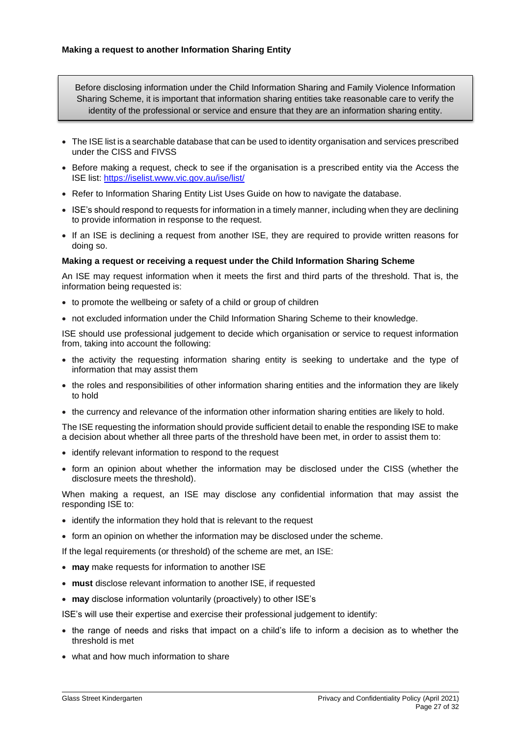**Making a request to another Information Sharing Entity**

> Before disclosing information under the Child Information Sharing and Family Violence Information Sharing Scheme, it is important that information sharing entities take reasonable care to verify the identity of the professional or service and ensure that they are an information sharing entity.

- The ISE list is a searchable database that can be used to identity organisation and services prescribed under the CISS and FIVSS
- Before making a request, check to see if the organisation is a prescribed entity via the Access the ISE list: https://iselist.www.vic.gov.au/ise/list/
- Refer to Information Sharing Entity List Uses Guide on how to navigate the database.
- ISE's should respond to requests for information in a timely manner, including when they are declining to provide information in response to the request.
- If an ISE is declining a request from another ISE, they are required to provide written reasons for doing so.

**Making a request or receiving a request under the Child Information Sharing Scheme**

An ISE may request information when it meets the first and third parts of the threshold. That is, the information being requested is:

- to promote the wellbeing or safety of a child or group of children
- not excluded information under the Child Information Sharing Scheme to their knowledge.

ISE should use professional judgement to decide which organisation or service to request information from, taking into account the following:

- the activity the requesting information sharing entity is seeking to undertake and the type of information that may assist them
- the roles and responsibilities of other information sharing entities and the information they are likely to hold
- the currency and relevance of the information other information sharing entities are likely to hold.

The ISE requesting the information should provide sufficient detail to enable the responding ISE to make a decision about whether all three parts of the threshold have been met, in order to assist them to:

- identify relevant information to respond to the request
- form an opinion about whether the information may be disclosed under the CISS (whether the disclosure meets the threshold).

When making a request, an ISE may disclose any confidential information that may assist the responding ISE to:

- identify the information they hold that is relevant to the request
- form an opinion on whether the information may be disclosed under the scheme.

If the legal requirements (or threshold) of the scheme are met, an ISE:

- **may** make requests for information to another ISE
- **must** disclose relevant information to another ISE, if requested
- **may** disclose information voluntarily (proactively) to other ISE's

ISE's will use their expertise and exercise their professional judgement to identify:

- the range of needs and risks that impact on a child's life to inform a decision as to whether the threshold is met
- what and how much information to share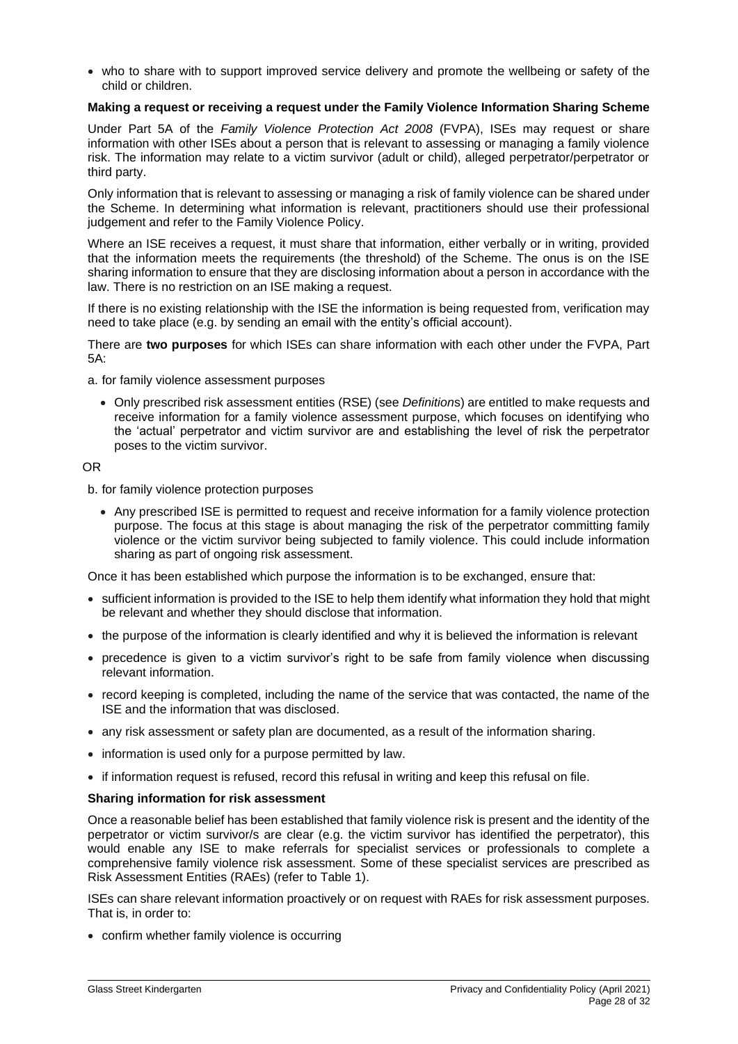- who to share with to support improved service delivery and promote the wellbeing or safety of the child or children.

**Making a request or receiving a request under the Family Violence Information Sharing Scheme**

Under Part 5A of the *Family Violence Protection Act 2008* (FVPA), ISEs may request or share information with other ISEs about a person that is relevant to assessing or managing a family violence risk. The information may relate to a victim survivor (adult or child), alleged perpetrator/perpetrator or third party.

Only information that is relevant to assessing or managing a risk of family violence can be shared under the Scheme. In determining what information is relevant, practitioners should use their professional judgement and refer to the Family Violence Policy.

Where an ISE receives a request, it must share that information, either verbally or in writing, provided that the information meets the requirements (the threshold) of the Scheme. The onus is on the ISE sharing information to ensure that they are disclosing information about a person in accordance with the law. There is no restriction on an ISE making a request.

If there is no existing relationship with the ISE the information is being requested from, verification may need to take place (e.g. by sending an email with the entity's official account).

There are **two purposes** for which ISEs can share information with each other under the FVPA, Part 5A:

a. for family violence assessment purposes

- Only prescribed risk assessment entities (RSE) (see *Definitions*) are entitled to make requests and receive information for a family violence assessment purpose, which focuses on identifying who the 'actual' perpetrator and victim survivor are and establishing the level of risk the perpetrator poses to the victim survivor.

OR

b. for family violence protection purposes

- Any prescribed ISE is permitted to request and receive information for a family violence protection purpose. The focus at this stage is about managing the risk of the perpetrator committing family violence or the victim survivor being subjected to family violence. This could include information sharing as part of ongoing risk assessment.

Once it has been established which purpose the information is to be exchanged, ensure that:

- sufficient information is provided to the ISE to help them identify what information they hold that might be relevant and whether they should disclose that information.
- the purpose of the information is clearly identified and why it is believed the information is relevant
- precedence is given to a victim survivor's right to be safe from family violence when discussing relevant information.
- record keeping is completed, including the name of the service that was contacted, the name of the ISE and the information that was disclosed.
- any risk assessment or safety plan are documented, as a result of the information sharing.
- information is used only for a purpose permitted by law.
- if information request is refused, record this refusal in writing and keep this refusal on file.

**Sharing information for risk assessment**

Once a reasonable belief has been established that family violence risk is present and the identity of the perpetrator or victim survivor/s are clear (e.g. the victim survivor has identified the perpetrator), this would enable any ISE to make referrals for specialist services or professionals to complete a comprehensive family violence risk assessment. Some of these specialist services are prescribed as Risk Assessment Entities (RAEs) (refer to Table 1).

ISEs can share relevant information proactively or on request with RAEs for risk assessment purposes. That is, in order to:

- confirm whether family violence is occurring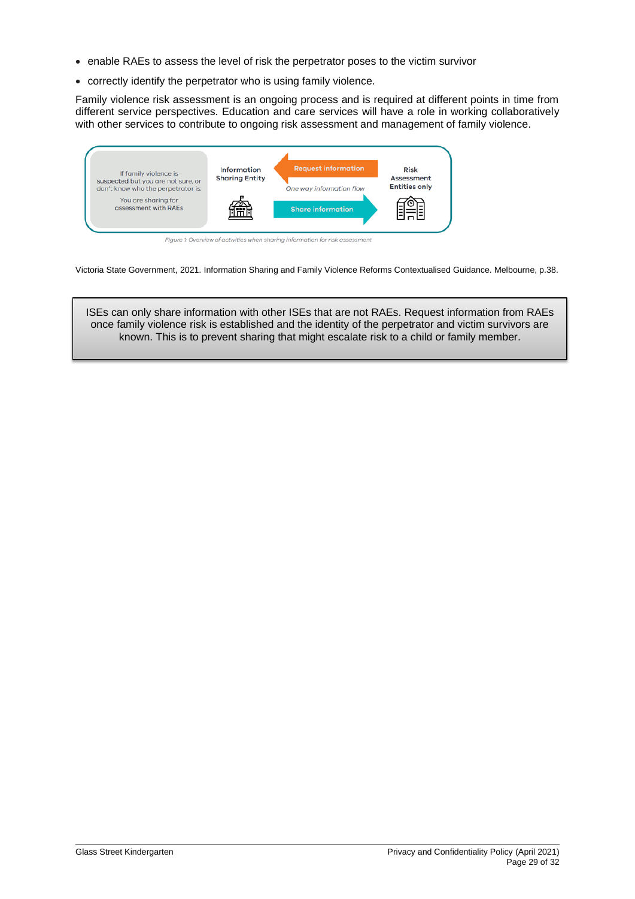- enable RAEs to assess the level of risk the perpetrator poses to the victim survivor
- correctly identify the perpetrator who is using family violence.

Family violence risk assessment is an ongoing process and is required at different points in time from different service perspectives. Education and care services will have a role in working collaboratively with other services to contribute to ongoing risk assessment and management of family violence.

If family violence is suspected but you are not sure, or don't know who the perpetrator is: You are sharing for assessment with RAEs

Information Sharing Entity — Request information / One way information flow / Share information — Risk Assessment Entities only

*Figure 1: Overview of activities when sharing information for risk assessment*

Victoria State Government, 2021. Information Sharing and Family Violence Reforms Contextualised Guidance. Melbourne, p.38.

> ISEs can only share information with other ISEs that are not RAEs. Request information from RAEs once family violence risk is established and the identity of the perpetrator and victim survivors are known. This is to prevent sharing that might escalate risk to a child or family member.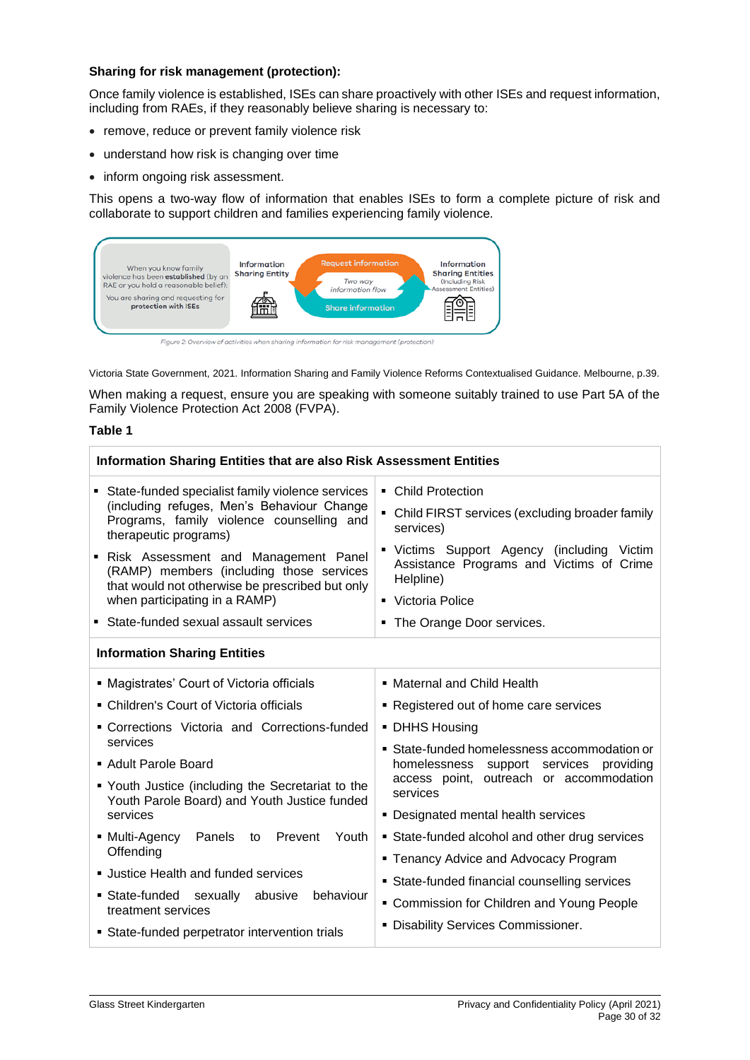**Sharing for risk management (protection):**

Once family violence is established, ISEs can share proactively with other ISEs and request information, including from RAEs, if they reasonably believe sharing is necessary to:

- remove, reduce or prevent family violence risk
- understand how risk is changing over time
- inform ongoing risk assessment.

This opens a two-way flow of information that enables ISEs to form a complete picture of risk and collaborate to support children and families experiencing family violence.

When you know family violence has been **established** (by an RAE or you hold a reasonable belief): You are sharing and requesting for **protection with ISEs**

Information Sharing Entity — Request information / Two way information flow / Share information — Information Sharing Entities (Including Risk Assessment Entities)

*Figure 2: Overview of activities when sharing information for risk management (protection)*

Victoria State Government, 2021. Information Sharing and Family Violence Reforms Contextualised Guidance. Melbourne, p.39.

When making a request, ensure you are speaking with someone suitably trained to use Part 5A of the Family Violence Protection Act 2008 (FVPA).

**Table 1**

| **Information Sharing Entities that are also Risk Assessment Entities** | |
|---|---|
| ▪ State-funded specialist family violence services (including refuges, Men's Behaviour Change Programs, family violence counselling and therapeutic programs)<br>▪ Risk Assessment and Management Panel (RAMP) members (including those services that would not otherwise be prescribed but only when participating in a RAMP)<br>▪ State-funded sexual assault services | ▪ Child Protection<br>▪ Child FIRST services (excluding broader family services)<br>▪ Victims Support Agency (including Victim Assistance Programs and Victims of Crime Helpline)<br>▪ Victoria Police<br>▪ The Orange Door services. |
| **Information Sharing Entities** | |
| ▪ Magistrates' Court of Victoria officials<br>▪ Children's Court of Victoria officials<br>▪ Corrections Victoria and Corrections-funded services<br>▪ Adult Parole Board<br>▪ Youth Justice (including the Secretariat to the Youth Parole Board) and Youth Justice funded services<br>▪ Multi-Agency Panels to Prevent Youth Offending<br>▪ Justice Health and funded services<br>▪ State-funded sexually abusive behaviour treatment services<br>▪ State-funded perpetrator intervention trials | ▪ Maternal and Child Health<br>▪ Registered out of home care services<br>▪ DHHS Housing<br>▪ State-funded homelessness accommodation or homelessness support services providing access point, outreach or accommodation services<br>▪ Designated mental health services<br>▪ State-funded alcohol and other drug services<br>▪ Tenancy Advice and Advocacy Program<br>▪ State-funded financial counselling services<br>▪ Commission for Children and Young People<br>▪ Disability Services Commissioner. |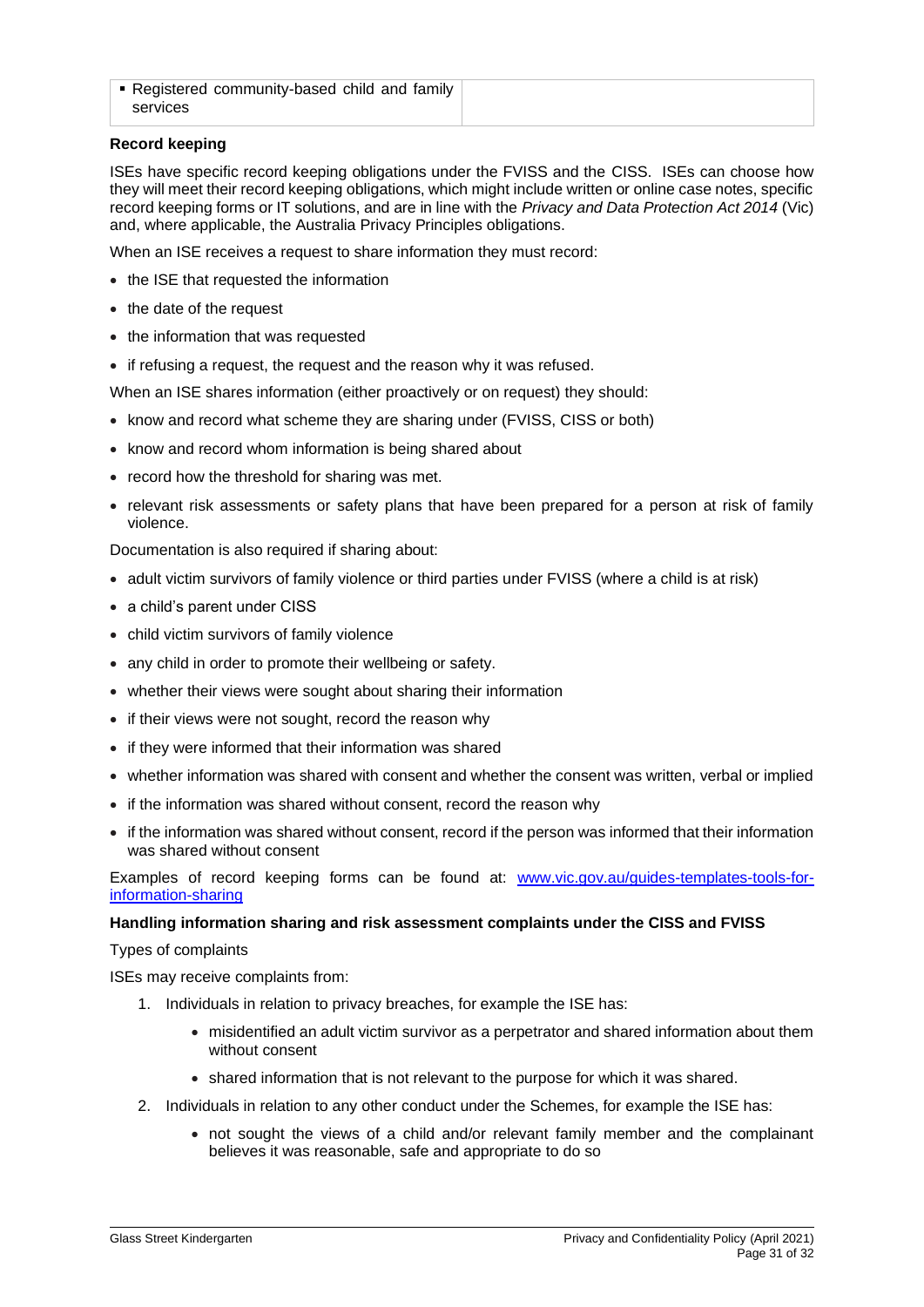| ▪ Registered community-based child and family services | |
|---|---|

**Record keeping**

ISEs have specific record keeping obligations under the FVISS and the CISS. ISEs can choose how they will meet their record keeping obligations, which might include written or online case notes, specific record keeping forms or IT solutions, and are in line with the *Privacy and Data Protection Act 2014* (Vic) and, where applicable, the Australia Privacy Principles obligations.

When an ISE receives a request to share information they must record:

- the ISE that requested the information
- the date of the request
- the information that was requested
- if refusing a request, the request and the reason why it was refused.

When an ISE shares information (either proactively or on request) they should:

- know and record what scheme they are sharing under (FVISS, CISS or both)
- know and record whom information is being shared about
- record how the threshold for sharing was met.
- relevant risk assessments or safety plans that have been prepared for a person at risk of family violence.

Documentation is also required if sharing about:

- adult victim survivors of family violence or third parties under FVISS (where a child is at risk)
- a child's parent under CISS
- child victim survivors of family violence
- any child in order to promote their wellbeing or safety.
- whether their views were sought about sharing their information
- if their views were not sought, record the reason why
- if they were informed that their information was shared
- whether information was shared with consent and whether the consent was written, verbal or implied
- if the information was shared without consent, record the reason why
- if the information was shared without consent, record if the person was informed that their information was shared without consent

Examples of record keeping forms can be found at: [www.vic.gov.au/guides-templates-tools-for-information-sharing](www.vic.gov.au/guides-templates-tools-for-information-sharing)

**Handling information sharing and risk assessment complaints under the CISS and FVISS**

Types of complaints

ISEs may receive complaints from:

1. Individuals in relation to privacy breaches, for example the ISE has:
    - misidentified an adult victim survivor as a perpetrator and shared information about them without consent
    - shared information that is not relevant to the purpose for which it was shared.
2. Individuals in relation to any other conduct under the Schemes, for example the ISE has:
    - not sought the views of a child and/or relevant family member and the complainant believes it was reasonable, safe and appropriate to do so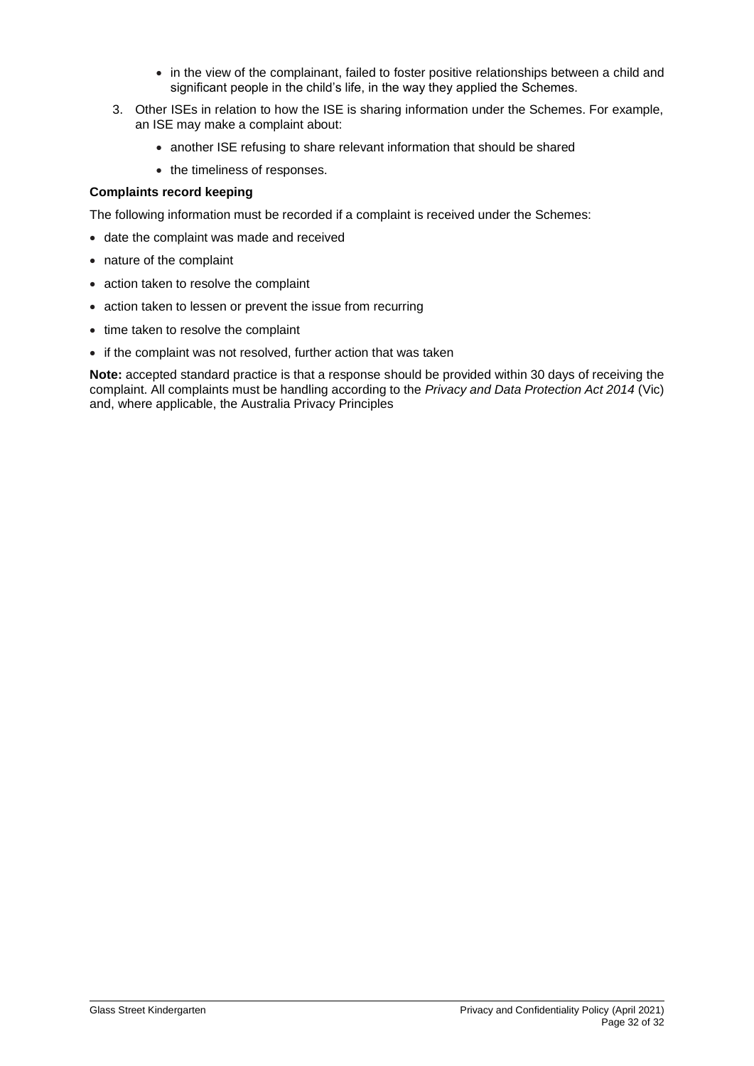- in the view of the complainant, failed to foster positive relationships between a child and significant people in the child's life, in the way they applied the Schemes.

3. Other ISEs in relation to how the ISE is sharing information under the Schemes. For example, an ISE may make a complaint about:
   - another ISE refusing to share relevant information that should be shared
   - the timeliness of responses.

**Complaints record keeping**

The following information must be recorded if a complaint is received under the Schemes:

- date the complaint was made and received
- nature of the complaint
- action taken to resolve the complaint
- action taken to lessen or prevent the issue from recurring
- time taken to resolve the complaint
- if the complaint was not resolved, further action that was taken

**Note:** accepted standard practice is that a response should be provided within 30 days of receiving the complaint. All complaints must be handling according to the *Privacy and Data Protection Act 2014* (Vic) and, where applicable, the Australia Privacy Principles